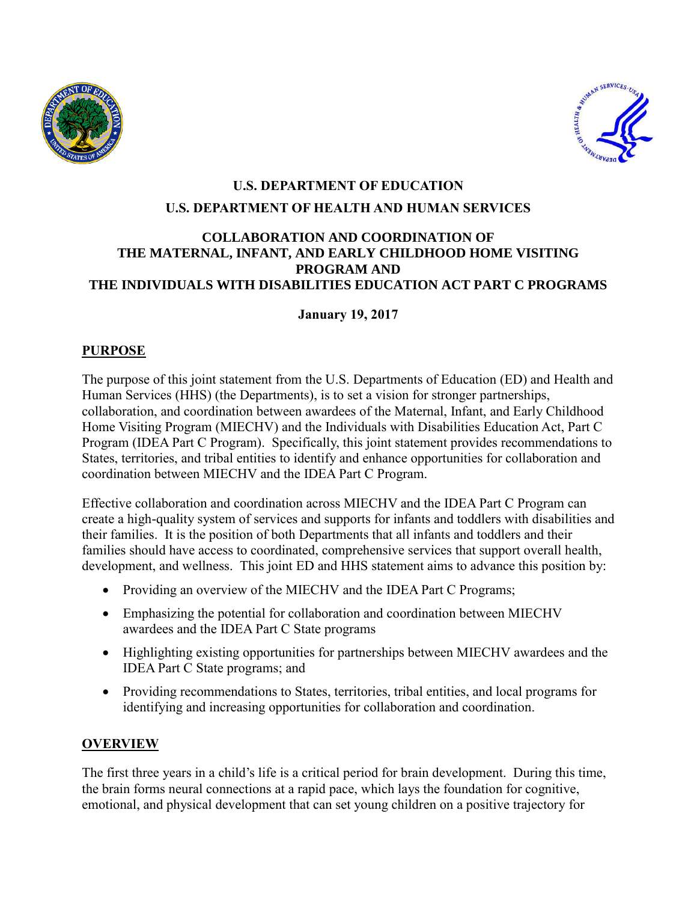# U.S. DEPARTMENT OF EDUCATION

# U.S. DEPARTMENT OF HEALTH AND HUMAN SERVICES

## COLLABORATION AND COORDINATION OF THE MATERNAL, INFANT, AND EARLY CHILDHOOD HOME VISITING PROGRAM AND THE INDIVIDUALS WITH DISABILITIES EDUCATION ACT PART C PROGRAMS

**January 19, 2017**

## PURPOSE

The purpose of this joint statement from the U.S. Departments of Education (ED) and Health and Human Services (HHS) (the Departments), is to set a vision for stronger partnerships, collaboration, and coordination between awardees of the Maternal, Infant, and Early Childhood Home Visiting Program (MIECHV) and the Individuals with Disabilities Education Act, Part C Program (IDEA Part C Program). Specifically, this joint statement provides recommendations to States, territories, and tribal entities to identify and enhance opportunities for collaboration and coordination between MIECHV and the IDEA Part C Program.

Effective collaboration and coordination across MIECHV and the IDEA Part C Program can create a high-quality system of services and supports for infants and toddlers with disabilities and their families. It is the position of both Departments that all infants and toddlers and their families should have access to coordinated, comprehensive services that support overall health, development, and wellness. This joint ED and HHS statement aims to advance this position by:

- Providing an overview of the MIECHV and the IDEA Part C Programs;
- Emphasizing the potential for collaboration and coordination between MIECHV awardees and the IDEA Part C State programs
- Highlighting existing opportunities for partnerships between MIECHV awardees and the IDEA Part C State programs; and
- Providing recommendations to States, territories, tribal entities, and local programs for identifying and increasing opportunities for collaboration and coordination.

## OVERVIEW

The first three years in a child's life is a critical period for brain development. During this time, the brain forms neural connections at a rapid pace, which lays the foundation for cognitive, emotional, and physical development that can set young children on a positive trajectory for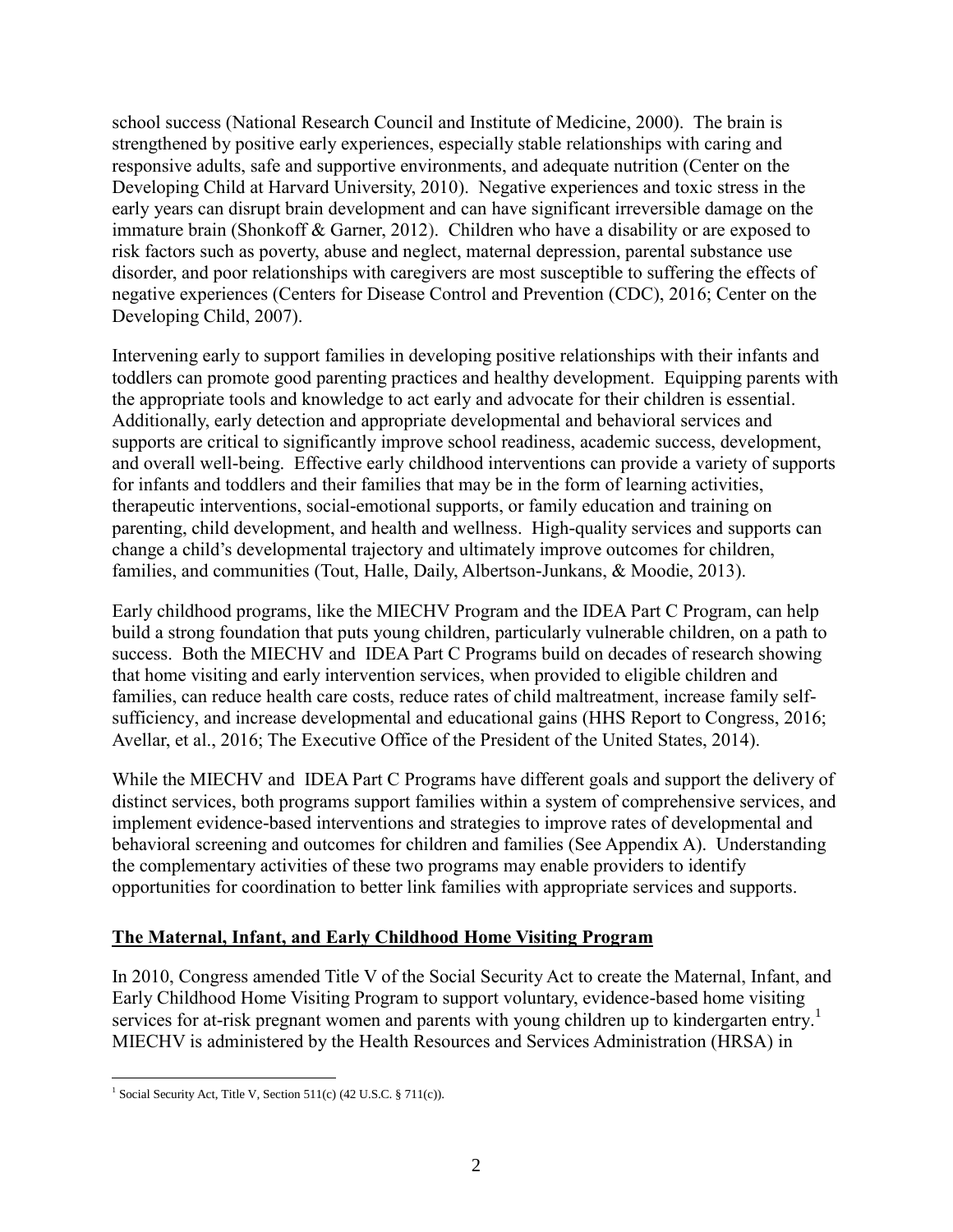school success (National Research Council and Institute of Medicine, 2000). The brain is strengthened by positive early experiences, especially stable relationships with caring and responsive adults, safe and supportive environments, and adequate nutrition (Center on the Developing Child at Harvard University, 2010). Negative experiences and toxic stress in the early years can disrupt brain development and can have significant irreversible damage on the immature brain (Shonkoff & Garner, 2012). Children who have a disability or are exposed to risk factors such as poverty, abuse and neglect, maternal depression, parental substance use disorder, and poor relationships with caregivers are most susceptible to suffering the effects of negative experiences (Centers for Disease Control and Prevention (CDC), 2016; Center on the Developing Child, 2007).

Intervening early to support families in developing positive relationships with their infants and toddlers can promote good parenting practices and healthy development. Equipping parents with the appropriate tools and knowledge to act early and advocate for their children is essential. Additionally, early detection and appropriate developmental and behavioral services and supports are critical to significantly improve school readiness, academic success, development, and overall well-being. Effective early childhood interventions can provide a variety of supports for infants and toddlers and their families that may be in the form of learning activities, therapeutic interventions, social-emotional supports, or family education and training on parenting, child development, and health and wellness. High-quality services and supports can change a child's developmental trajectory and ultimately improve outcomes for children, families, and communities (Tout, Halle, Daily, Albertson-Junkans, & Moodie, 2013).

Early childhood programs, like the MIECHV Program and the IDEA Part C Program, can help build a strong foundation that puts young children, particularly vulnerable children, on a path to success. Both the MIECHV and IDEA Part C Programs build on decades of research showing that home visiting and early intervention services, when provided to eligible children and families, can reduce health care costs, reduce rates of child maltreatment, increase family self-sufficiency, and increase developmental and educational gains (HHS Report to Congress, 2016; Avellar, et al., 2016; The Executive Office of the President of the United States, 2014).

While the MIECHV and IDEA Part C Programs have different goals and support the delivery of distinct services, both programs support families within a system of comprehensive services, and implement evidence-based interventions and strategies to improve rates of developmental and behavioral screening and outcomes for children and families (See Appendix A). Understanding the complementary activities of these two programs may enable providers to identify opportunities for coordination to better link families with appropriate services and supports.

## The Maternal, Infant, and Early Childhood Home Visiting Program

In 2010, Congress amended Title V of the Social Security Act to create the Maternal, Infant, and Early Childhood Home Visiting Program to support voluntary, evidence-based home visiting services for at-risk pregnant women and parents with young children up to kindergarten entry.[1] MIECHV is administered by the Health Resources and Services Administration (HRSA) in

[1] Social Security Act, Title V, Section 511(c) (42 U.S.C. § 711(c)).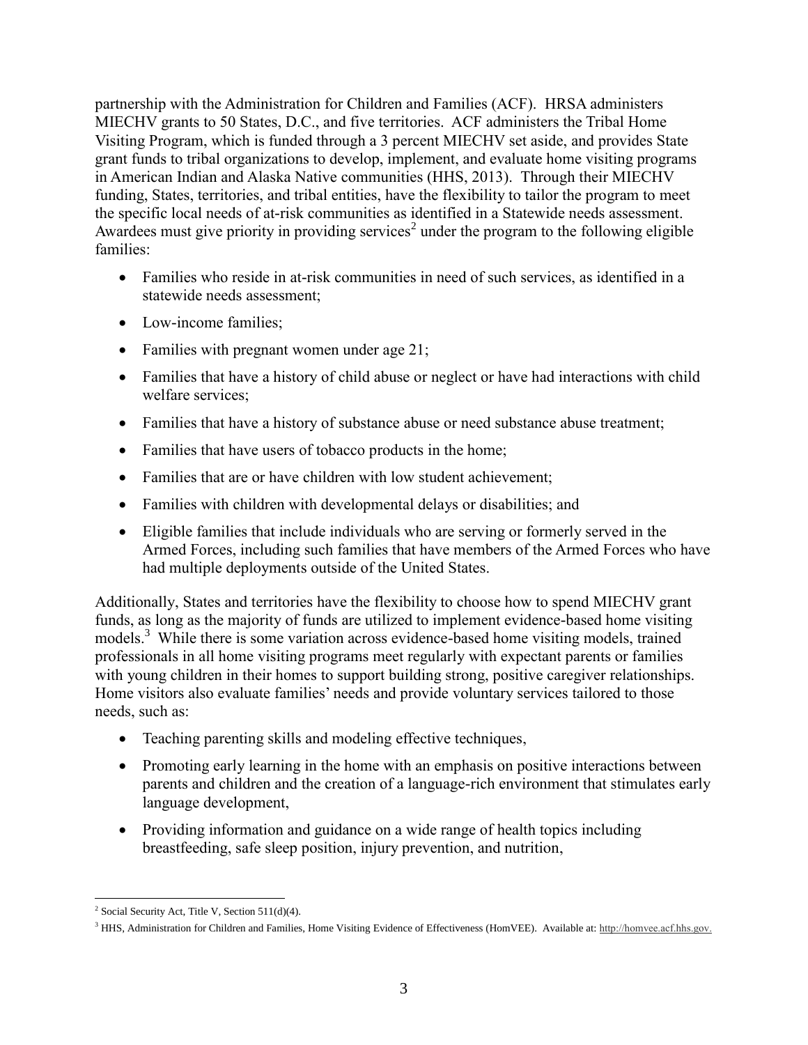partnership with the Administration for Children and Families (ACF). HRSA administers MIECHV grants to 50 States, D.C., and five territories. ACF administers the Tribal Home Visiting Program, which is funded through a 3 percent MIECHV set aside, and provides State grant funds to tribal organizations to develop, implement, and evaluate home visiting programs in American Indian and Alaska Native communities (HHS, 2013). Through their MIECHV funding, States, territories, and tribal entities, have the flexibility to tailor the program to meet the specific local needs of at-risk communities as identified in a Statewide needs assessment. Awardees must give priority in providing services[2] under the program to the following eligible families:

- Families who reside in at-risk communities in need of such services, as identified in a statewide needs assessment;
- Low-income families;
- Families with pregnant women under age 21;
- Families that have a history of child abuse or neglect or have had interactions with child welfare services;
- Families that have a history of substance abuse or need substance abuse treatment;
- Families that have users of tobacco products in the home;
- Families that are or have children with low student achievement;
- Families with children with developmental delays or disabilities; and
- Eligible families that include individuals who are serving or formerly served in the Armed Forces, including such families that have members of the Armed Forces who have had multiple deployments outside of the United States.

Additionally, States and territories have the flexibility to choose how to spend MIECHV grant funds, as long as the majority of funds are utilized to implement evidence-based home visiting models.[3] While there is some variation across evidence-based home visiting models, trained professionals in all home visiting programs meet regularly with expectant parents or families with young children in their homes to support building strong, positive caregiver relationships. Home visitors also evaluate families' needs and provide voluntary services tailored to those needs, such as:

- Teaching parenting skills and modeling effective techniques,
- Promoting early learning in the home with an emphasis on positive interactions between parents and children and the creation of a language-rich environment that stimulates early language development,
- Providing information and guidance on a wide range of health topics including breastfeeding, safe sleep position, injury prevention, and nutrition,

---

[2] Social Security Act, Title V, Section 511(d)(4).

[3] HHS, Administration for Children and Families, Home Visiting Evidence of Effectiveness (HomVEE). Available at: http://homvee.acf.hhs.gov.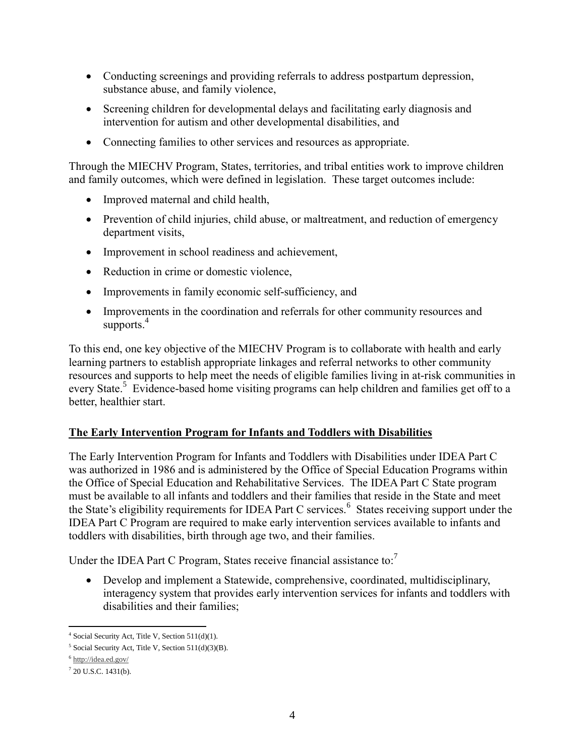- Conducting screenings and providing referrals to address postpartum depression, substance abuse, and family violence,
- Screening children for developmental delays and facilitating early diagnosis and intervention for autism and other developmental disabilities, and
- Connecting families to other services and resources as appropriate.

Through the MIECHV Program, States, territories, and tribal entities work to improve children and family outcomes, which were defined in legislation. These target outcomes include:

- Improved maternal and child health,
- Prevention of child injuries, child abuse, or maltreatment, and reduction of emergency department visits,
- Improvement in school readiness and achievement,
- Reduction in crime or domestic violence,
- Improvements in family economic self-sufficiency, and
- Improvements in the coordination and referrals for other community resources and supports.[4]

To this end, one key objective of the MIECHV Program is to collaborate with health and early learning partners to establish appropriate linkages and referral networks to other community resources and supports to help meet the needs of eligible families living in at-risk communities in every State.[5] Evidence-based home visiting programs can help children and families get off to a better, healthier start.

## The Early Intervention Program for Infants and Toddlers with Disabilities

The Early Intervention Program for Infants and Toddlers with Disabilities under IDEA Part C was authorized in 1986 and is administered by the Office of Special Education Programs within the Office of Special Education and Rehabilitative Services. The IDEA Part C State program must be available to all infants and toddlers and their families that reside in the State and meet the State's eligibility requirements for IDEA Part C services.[6] States receiving support under the IDEA Part C Program are required to make early intervention services available to infants and toddlers with disabilities, birth through age two, and their families.

Under the IDEA Part C Program, States receive financial assistance to:[7]

- Develop and implement a Statewide, comprehensive, coordinated, multidisciplinary, interagency system that provides early intervention services for infants and toddlers with disabilities and their families;

---

[4] Social Security Act, Title V, Section 511(d)(1).

[5] Social Security Act, Title V, Section 511(d)(3)(B).

[6] http://idea.ed.gov/

[7] 20 U.S.C. 1431(b).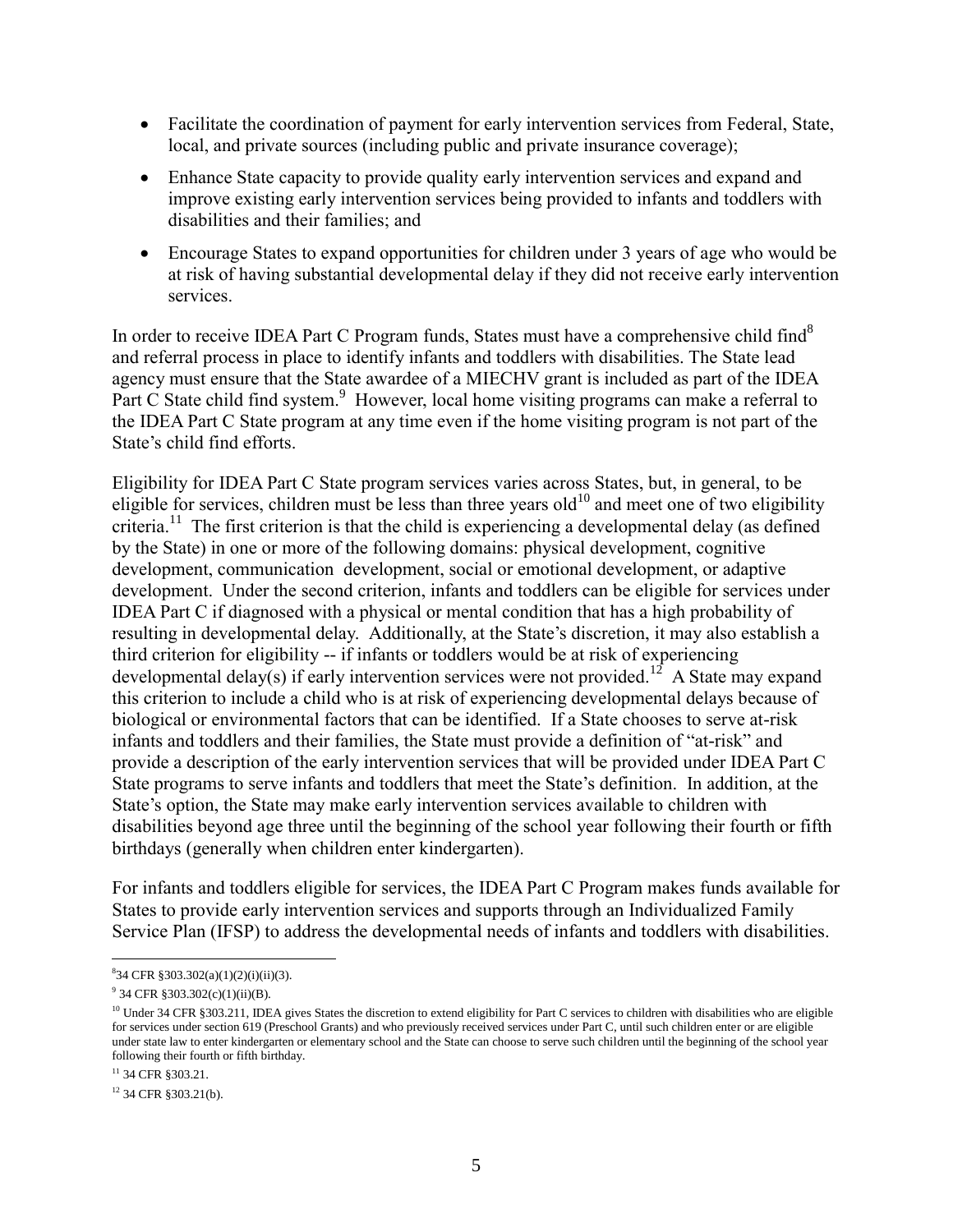- Facilitate the coordination of payment for early intervention services from Federal, State, local, and private sources (including public and private insurance coverage);
- Enhance State capacity to provide quality early intervention services and expand and improve existing early intervention services being provided to infants and toddlers with disabilities and their families; and
- Encourage States to expand opportunities for children under 3 years of age who would be at risk of having substantial developmental delay if they did not receive early intervention services.

In order to receive IDEA Part C Program funds, States must have a comprehensive child find[8] and referral process in place to identify infants and toddlers with disabilities. The State lead agency must ensure that the State awardee of a MIECHV grant is included as part of the IDEA Part C State child find system.[9] However, local home visiting programs can make a referral to the IDEA Part C State program at any time even if the home visiting program is not part of the State's child find efforts.

Eligibility for IDEA Part C State program services varies across States, but, in general, to be eligible for services, children must be less than three years old[10] and meet one of two eligibility criteria.[11] The first criterion is that the child is experiencing a developmental delay (as defined by the State) in one or more of the following domains: physical development, cognitive development, communication development, social or emotional development, or adaptive development. Under the second criterion, infants and toddlers can be eligible for services under IDEA Part C if diagnosed with a physical or mental condition that has a high probability of resulting in developmental delay. Additionally, at the State's discretion, it may also establish a third criterion for eligibility -- if infants or toddlers would be at risk of experiencing developmental delay(s) if early intervention services were not provided.[12] A State may expand this criterion to include a child who is at risk of experiencing developmental delays because of biological or environmental factors that can be identified. If a State chooses to serve at-risk infants and toddlers and their families, the State must provide a definition of "at-risk" and provide a description of the early intervention services that will be provided under IDEA Part C State programs to serve infants and toddlers that meet the State's definition. In addition, at the State's option, the State may make early intervention services available to children with disabilities beyond age three until the beginning of the school year following their fourth or fifth birthdays (generally when children enter kindergarten).

For infants and toddlers eligible for services, the IDEA Part C Program makes funds available for States to provide early intervention services and supports through an Individualized Family Service Plan (IFSP) to address the developmental needs of infants and toddlers with disabilities.

---

[8] 34 CFR §303.302(a)(1)(2)(i)(ii)(3).

[9] 34 CFR §303.302(c)(1)(ii)(B).

[10] Under 34 CFR §303.211, IDEA gives States the discretion to extend eligibility for Part C services to children with disabilities who are eligible for services under section 619 (Preschool Grants) and who previously received services under Part C, until such children enter or are eligible under state law to enter kindergarten or elementary school and the State can choose to serve such children until the beginning of the school year following their fourth or fifth birthday.

[11] 34 CFR §303.21.

[12] 34 CFR §303.21(b).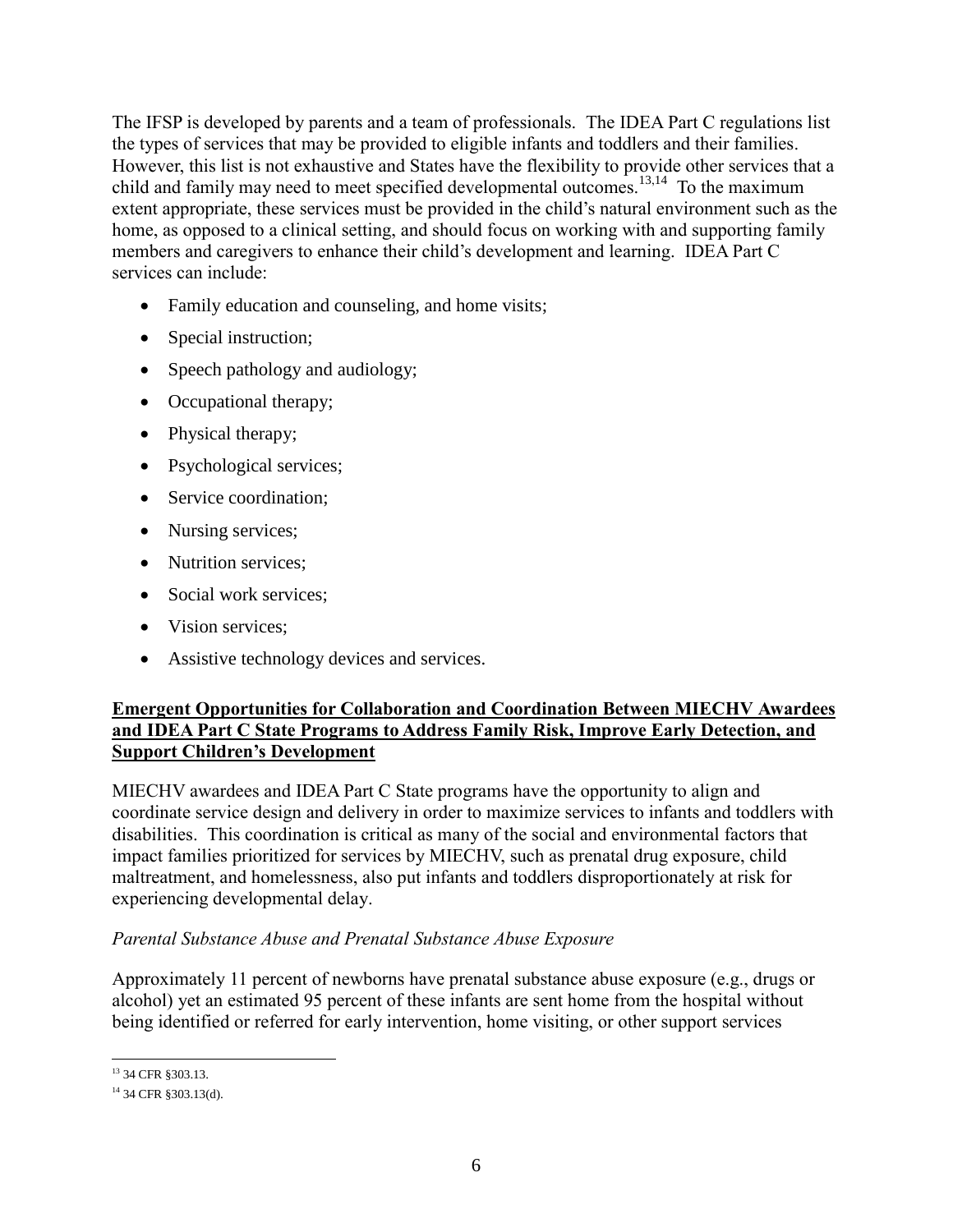The IFSP is developed by parents and a team of professionals. The IDEA Part C regulations list the types of services that may be provided to eligible infants and toddlers and their families. However, this list is not exhaustive and States have the flexibility to provide other services that a child and family may need to meet specified developmental outcomes.[13,14] To the maximum extent appropriate, these services must be provided in the child's natural environment such as the home, as opposed to a clinical setting, and should focus on working with and supporting family members and caregivers to enhance their child's development and learning. IDEA Part C services can include:

- Family education and counseling, and home visits;
- Special instruction;
- Speech pathology and audiology;
- Occupational therapy;
- Physical therapy;
- Psychological services;
- Service coordination;
- Nursing services;
- Nutrition services;
- Social work services;
- Vision services;
- Assistive technology devices and services.

**Emergent Opportunities for Collaboration and Coordination Between MIECHV Awardees and IDEA Part C State Programs to Address Family Risk, Improve Early Detection, and Support Children's Development**

MIECHV awardees and IDEA Part C State programs have the opportunity to align and coordinate service design and delivery in order to maximize services to infants and toddlers with disabilities. This coordination is critical as many of the social and environmental factors that impact families prioritized for services by MIECHV, such as prenatal drug exposure, child maltreatment, and homelessness, also put infants and toddlers disproportionately at risk for experiencing developmental delay.

*Parental Substance Abuse and Prenatal Substance Abuse Exposure*

Approximately 11 percent of newborns have prenatal substance abuse exposure (e.g., drugs or alcohol) yet an estimated 95 percent of these infants are sent home from the hospital without being identified or referred for early intervention, home visiting, or other support services

---

[13] 34 CFR §303.13.

[14] 34 CFR §303.13(d).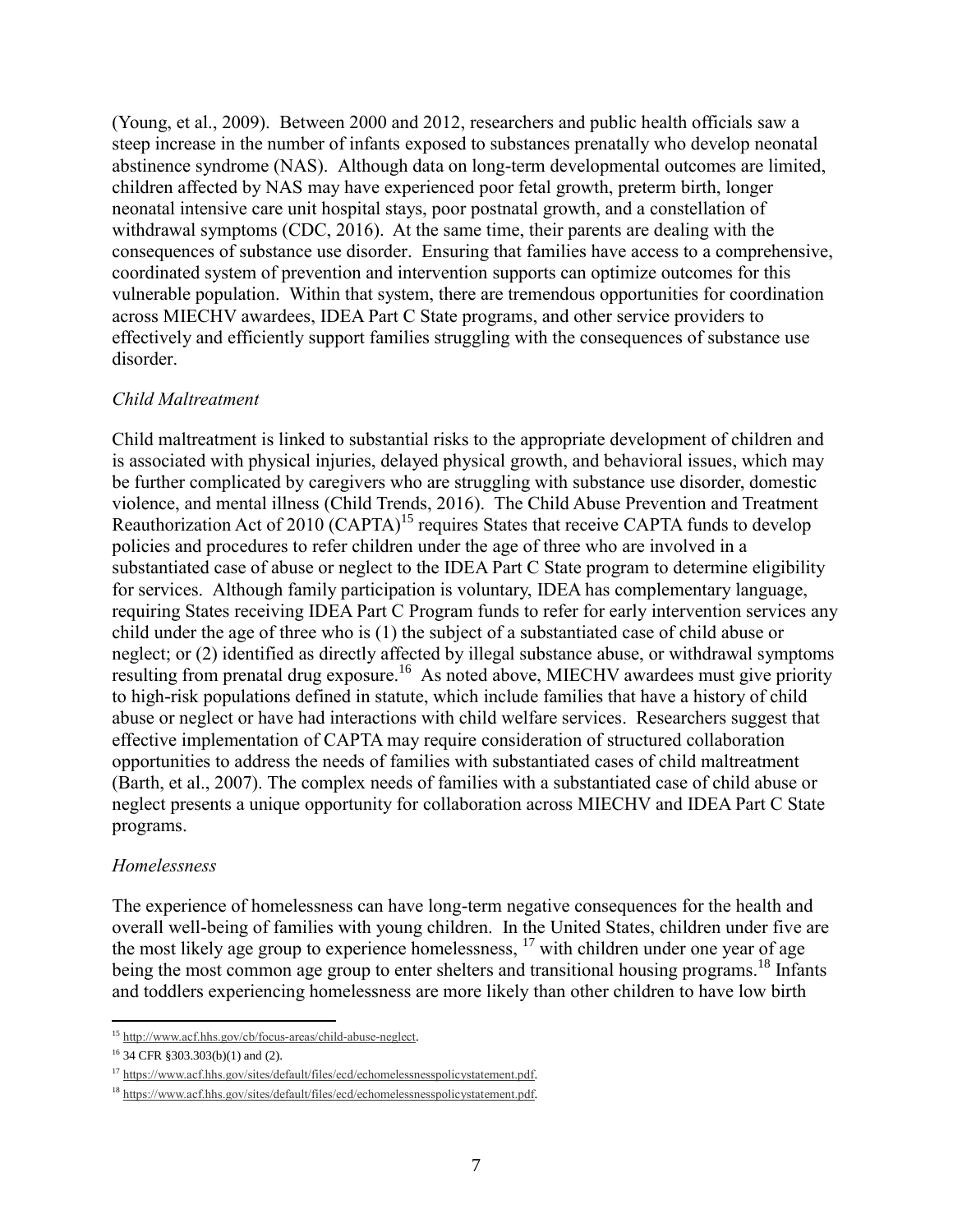(Young, et al., 2009). Between 2000 and 2012, researchers and public health officials saw a steep increase in the number of infants exposed to substances prenatally who develop neonatal abstinence syndrome (NAS). Although data on long-term developmental outcomes are limited, children affected by NAS may have experienced poor fetal growth, preterm birth, longer neonatal intensive care unit hospital stays, poor postnatal growth, and a constellation of withdrawal symptoms (CDC, 2016). At the same time, their parents are dealing with the consequences of substance use disorder. Ensuring that families have access to a comprehensive, coordinated system of prevention and intervention supports can optimize outcomes for this vulnerable population. Within that system, there are tremendous opportunities for coordination across MIECHV awardees, IDEA Part C State programs, and other service providers to effectively and efficiently support families struggling with the consequences of substance use disorder.

*Child Maltreatment*

Child maltreatment is linked to substantial risks to the appropriate development of children and is associated with physical injuries, delayed physical growth, and behavioral issues, which may be further complicated by caregivers who are struggling with substance use disorder, domestic violence, and mental illness (Child Trends, 2016). The Child Abuse Prevention and Treatment Reauthorization Act of 2010 (CAPTA)[15] requires States that receive CAPTA funds to develop policies and procedures to refer children under the age of three who are involved in a substantiated case of abuse or neglect to the IDEA Part C State program to determine eligibility for services. Although family participation is voluntary, IDEA has complementary language, requiring States receiving IDEA Part C Program funds to refer for early intervention services any child under the age of three who is (1) the subject of a substantiated case of child abuse or neglect; or (2) identified as directly affected by illegal substance abuse, or withdrawal symptoms resulting from prenatal drug exposure.[16] As noted above, MIECHV awardees must give priority to high-risk populations defined in statute, which include families that have a history of child abuse or neglect or have had interactions with child welfare services. Researchers suggest that effective implementation of CAPTA may require consideration of structured collaboration opportunities to address the needs of families with substantiated cases of child maltreatment (Barth, et al., 2007). The complex needs of families with a substantiated case of child abuse or neglect presents a unique opportunity for collaboration across MIECHV and IDEA Part C State programs.

*Homelessness*

The experience of homelessness can have long-term negative consequences for the health and overall well-being of families with young children. In the United States, children under five are the most likely age group to experience homelessness, [17] with children under one year of age being the most common age group to enter shelters and transitional housing programs.[18] Infants and toddlers experiencing homelessness are more likely than other children to have low birth

---

[15] http://www.acf.hhs.gov/cb/focus-areas/child-abuse-neglect.

[16] 34 CFR §303.303(b)(1) and (2).

[17] https://www.acf.hhs.gov/sites/default/files/ecd/echomelessnesspolicystatement.pdf.

[18] https://www.acf.hhs.gov/sites/default/files/ecd/echomelessnesspolicystatement.pdf.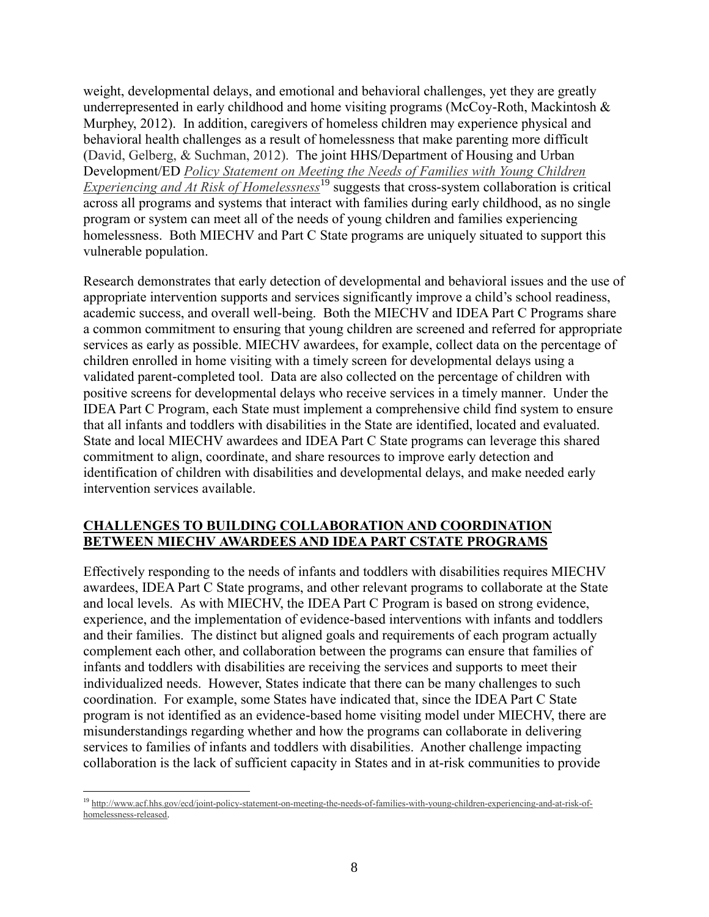weight, developmental delays, and emotional and behavioral challenges, yet they are greatly underrepresented in early childhood and home visiting programs (McCoy-Roth, Mackintosh & Murphey, 2012). In addition, caregivers of homeless children may experience physical and behavioral health challenges as a result of homelessness that make parenting more difficult (David, Gelberg, & Suchman, 2012). The joint HHS/Department of Housing and Urban Development/ED *Policy Statement on Meeting the Needs of Families with Young Children Experiencing and At Risk of Homelessness*[19] suggests that cross-system collaboration is critical across all programs and systems that interact with families during early childhood, as no single program or system can meet all of the needs of young children and families experiencing homelessness. Both MIECHV and Part C State programs are uniquely situated to support this vulnerable population.

Research demonstrates that early detection of developmental and behavioral issues and the use of appropriate intervention supports and services significantly improve a child's school readiness, academic success, and overall well-being. Both the MIECHV and IDEA Part C Programs share a common commitment to ensuring that young children are screened and referred for appropriate services as early as possible. MIECHV awardees, for example, collect data on the percentage of children enrolled in home visiting with a timely screen for developmental delays using a validated parent-completed tool. Data are also collected on the percentage of children with positive screens for developmental delays who receive services in a timely manner. Under the IDEA Part C Program, each State must implement a comprehensive child find system to ensure that all infants and toddlers with disabilities in the State are identified, located and evaluated. State and local MIECHV awardees and IDEA Part C State programs can leverage this shared commitment to align, coordinate, and share resources to improve early detection and identification of children with disabilities and developmental delays, and make needed early intervention services available.

## CHALLENGES TO BUILDING COLLABORATION AND COORDINATION BETWEEN MIECHV AWARDEES AND IDEA PART CSTATE PROGRAMS

Effectively responding to the needs of infants and toddlers with disabilities requires MIECHV awardees, IDEA Part C State programs, and other relevant programs to collaborate at the State and local levels. As with MIECHV, the IDEA Part C Program is based on strong evidence, experience, and the implementation of evidence-based interventions with infants and toddlers and their families. The distinct but aligned goals and requirements of each program actually complement each other, and collaboration between the programs can ensure that families of infants and toddlers with disabilities are receiving the services and supports to meet their individualized needs. However, States indicate that there can be many challenges to such coordination. For example, some States have indicated that, since the IDEA Part C State program is not identified as an evidence-based home visiting model under MIECHV, there are misunderstandings regarding whether and how the programs can collaborate in delivering services to families of infants and toddlers with disabilities. Another challenge impacting collaboration is the lack of sufficient capacity in States and in at-risk communities to provide

---

[19] http://www.acf.hhs.gov/ecd/joint-policy-statement-on-meeting-the-needs-of-families-with-young-children-experiencing-and-at-risk-of-homelessness-released.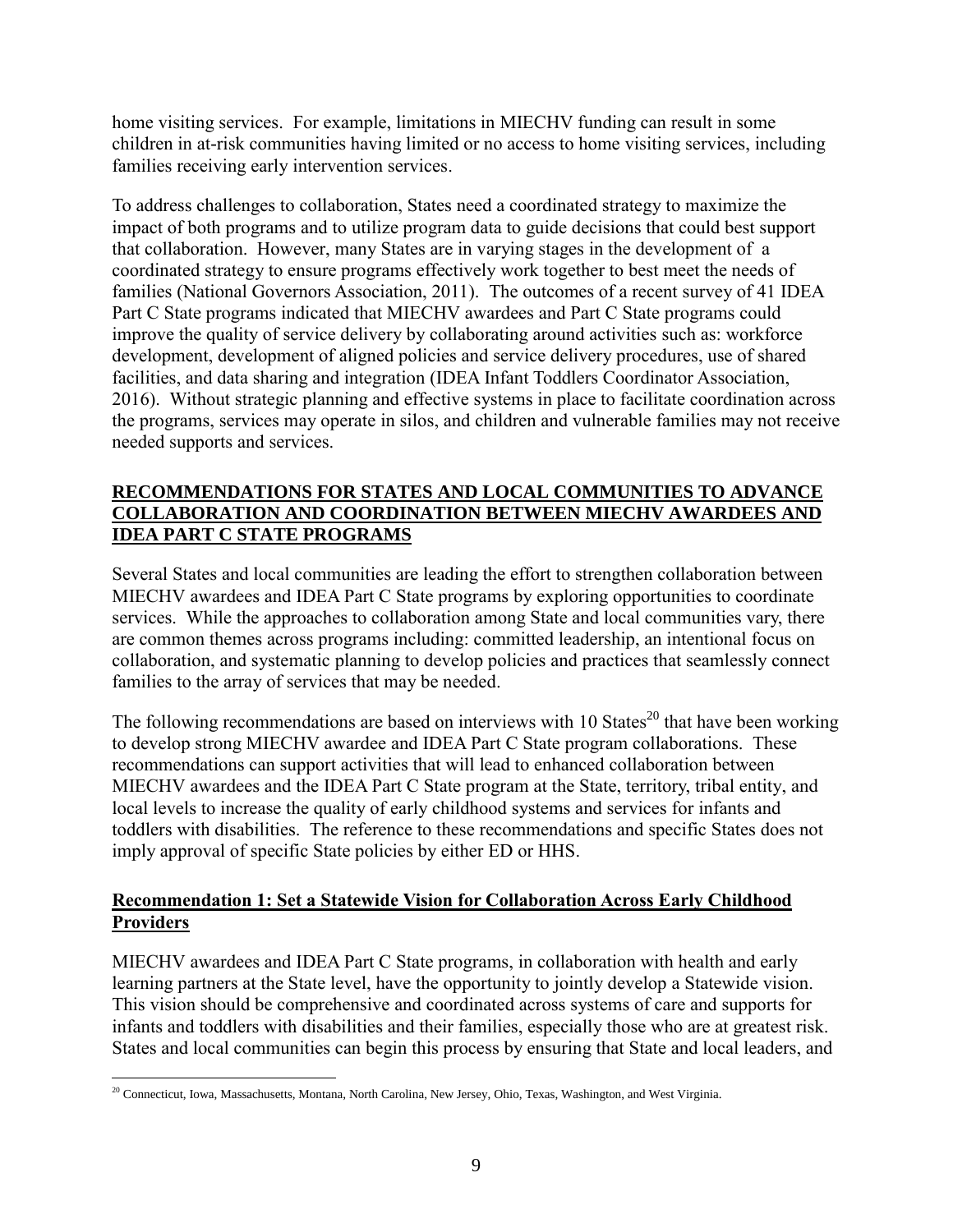home visiting services. For example, limitations in MIECHV funding can result in some children in at-risk communities having limited or no access to home visiting services, including families receiving early intervention services.

To address challenges to collaboration, States need a coordinated strategy to maximize the impact of both programs and to utilize program data to guide decisions that could best support that collaboration. However, many States are in varying stages in the development of a coordinated strategy to ensure programs effectively work together to best meet the needs of families (National Governors Association, 2011). The outcomes of a recent survey of 41 IDEA Part C State programs indicated that MIECHV awardees and Part C State programs could improve the quality of service delivery by collaborating around activities such as: workforce development, development of aligned policies and service delivery procedures, use of shared facilities, and data sharing and integration (IDEA Infant Toddlers Coordinator Association, 2016). Without strategic planning and effective systems in place to facilitate coordination across the programs, services may operate in silos, and children and vulnerable families may not receive needed supports and services.

## RECOMMENDATIONS FOR STATES AND LOCAL COMMUNITIES TO ADVANCE COLLABORATION AND COORDINATION BETWEEN MIECHV AWARDEES AND IDEA PART C STATE PROGRAMS

Several States and local communities are leading the effort to strengthen collaboration between MIECHV awardees and IDEA Part C State programs by exploring opportunities to coordinate services. While the approaches to collaboration among State and local communities vary, there are common themes across programs including: committed leadership, an intentional focus on collaboration, and systematic planning to develop policies and practices that seamlessly connect families to the array of services that may be needed.

The following recommendations are based on interviews with 10 States[20] that have been working to develop strong MIECHV awardee and IDEA Part C State program collaborations. These recommendations can support activities that will lead to enhanced collaboration between MIECHV awardees and the IDEA Part C State program at the State, territory, tribal entity, and local levels to increase the quality of early childhood systems and services for infants and toddlers with disabilities. The reference to these recommendations and specific States does not imply approval of specific State policies by either ED or HHS.

### Recommendation 1: Set a Statewide Vision for Collaboration Across Early Childhood Providers

MIECHV awardees and IDEA Part C State programs, in collaboration with health and early learning partners at the State level, have the opportunity to jointly develop a Statewide vision. This vision should be comprehensive and coordinated across systems of care and supports for infants and toddlers with disabilities and their families, especially those who are at greatest risk. States and local communities can begin this process by ensuring that State and local leaders, and

[20] Connecticut, Iowa, Massachusetts, Montana, North Carolina, New Jersey, Ohio, Texas, Washington, and West Virginia.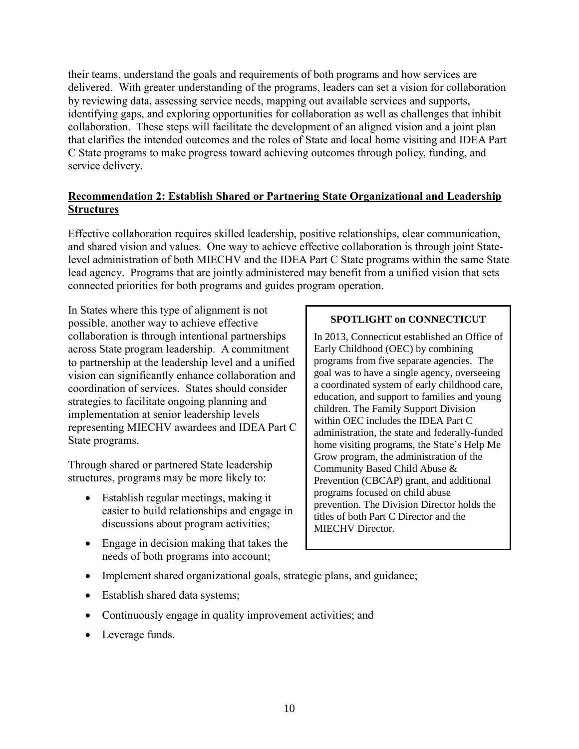their teams, understand the goals and requirements of both programs and how services are delivered. With greater understanding of the programs, leaders can set a vision for collaboration by reviewing data, assessing service needs, mapping out available services and supports, identifying gaps, and exploring opportunities for collaboration as well as challenges that inhibit collaboration. These steps will facilitate the development of an aligned vision and a joint plan that clarifies the intended outcomes and the roles of State and local home visiting and IDEA Part C State programs to make progress toward achieving outcomes through policy, funding, and service delivery.

## Recommendation 2: Establish Shared or Partnering State Organizational and Leadership Structures

Effective collaboration requires skilled leadership, positive relationships, clear communication, and shared vision and values. One way to achieve effective collaboration is through joint State-level administration of both MIECHV and the IDEA Part C State programs within the same State lead agency. Programs that are jointly administered may benefit from a unified vision that sets connected priorities for both programs and guides program operation.

In States where this type of alignment is not possible, another way to achieve effective collaboration is through intentional partnerships across State program leadership. A commitment to partnership at the leadership level and a unified vision can significantly enhance collaboration and coordination of services. States should consider strategies to facilitate ongoing planning and implementation at senior leadership levels representing MIECHV awardees and IDEA Part C State programs.

Through shared or partnered State leadership structures, programs may be more likely to:

- Establish regular meetings, making it easier to build relationships and engage in discussions about program activities;
- Engage in decision making that takes the needs of both programs into account;
- Implement shared organizational goals, strategic plans, and guidance;
- Establish shared data systems;
- Continuously engage in quality improvement activities; and
- Leverage funds.

> **SPOTLIGHT on CONNECTICUT**
>
> In 2013, Connecticut established an Office of Early Childhood (OEC) by combining programs from five separate agencies. The goal was to have a single agency, overseeing a coordinated system of early childhood care, education, and support to families and young children. The Family Support Division within OEC includes the IDEA Part C administration, the state and federally-funded home visiting programs, the State's Help Me Grow program, the administration of the Community Based Child Abuse & Prevention (CBCAP) grant, and additional programs focused on child abuse prevention. The Division Director holds the titles of both Part C Director and the MIECHV Director.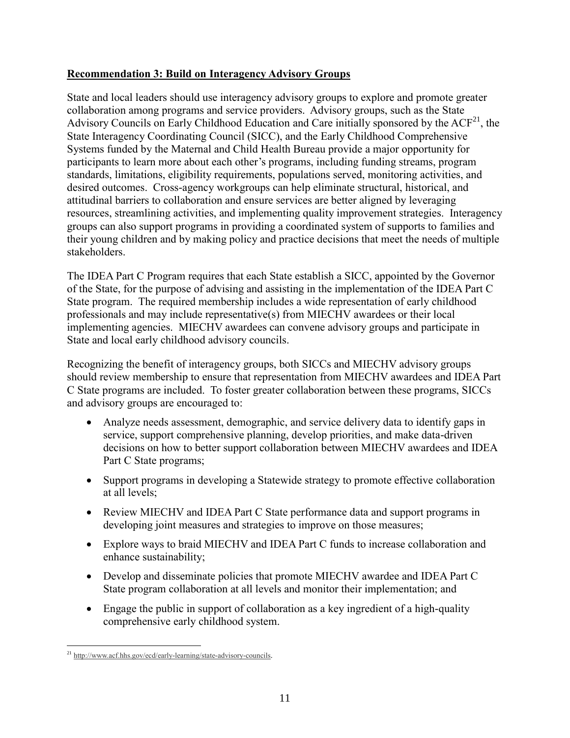**Recommendation 3: Build on Interagency Advisory Groups**

State and local leaders should use interagency advisory groups to explore and promote greater collaboration among programs and service providers. Advisory groups, such as the State Advisory Councils on Early Childhood Education and Care initially sponsored by the ACF[21], the State Interagency Coordinating Council (SICC), and the Early Childhood Comprehensive Systems funded by the Maternal and Child Health Bureau provide a major opportunity for participants to learn more about each other's programs, including funding streams, program standards, limitations, eligibility requirements, populations served, monitoring activities, and desired outcomes. Cross-agency workgroups can help eliminate structural, historical, and attitudinal barriers to collaboration and ensure services are better aligned by leveraging resources, streamlining activities, and implementing quality improvement strategies. Interagency groups can also support programs in providing a coordinated system of supports to families and their young children and by making policy and practice decisions that meet the needs of multiple stakeholders.

The IDEA Part C Program requires that each State establish a SICC, appointed by the Governor of the State, for the purpose of advising and assisting in the implementation of the IDEA Part C State program. The required membership includes a wide representation of early childhood professionals and may include representative(s) from MIECHV awardees or their local implementing agencies. MIECHV awardees can convene advisory groups and participate in State and local early childhood advisory councils.

Recognizing the benefit of interagency groups, both SICCs and MIECHV advisory groups should review membership to ensure that representation from MIECHV awardees and IDEA Part C State programs are included. To foster greater collaboration between these programs, SICCs and advisory groups are encouraged to:

- Analyze needs assessment, demographic, and service delivery data to identify gaps in service, support comprehensive planning, develop priorities, and make data-driven decisions on how to better support collaboration between MIECHV awardees and IDEA Part C State programs;
- Support programs in developing a Statewide strategy to promote effective collaboration at all levels;
- Review MIECHV and IDEA Part C State performance data and support programs in developing joint measures and strategies to improve on those measures;
- Explore ways to braid MIECHV and IDEA Part C funds to increase collaboration and enhance sustainability;
- Develop and disseminate policies that promote MIECHV awardee and IDEA Part C State program collaboration at all levels and monitor their implementation; and
- Engage the public in support of collaboration as a key ingredient of a high-quality comprehensive early childhood system.

[21] http://www.acf.hhs.gov/ecd/early-learning/state-advisory-councils.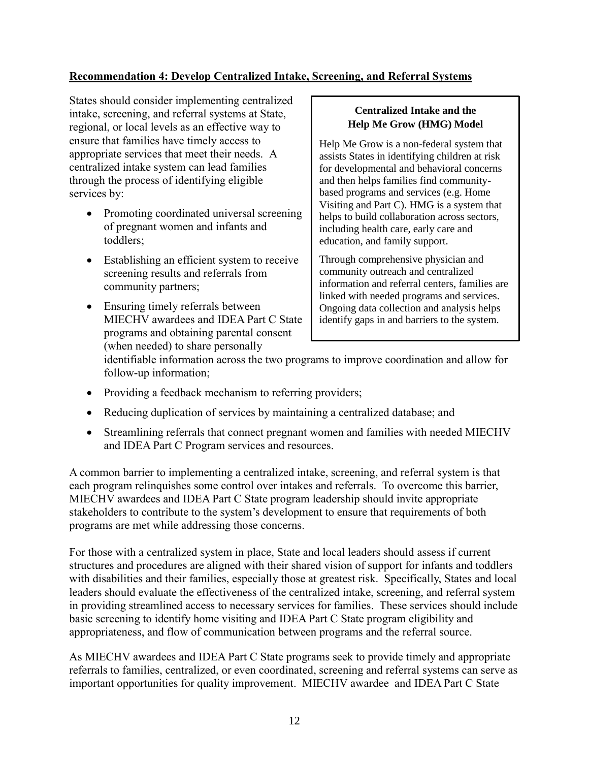**Recommendation 4: Develop Centralized Intake, Screening, and Referral Systems**

States should consider implementing centralized intake, screening, and referral systems at State, regional, or local levels as an effective way to ensure that families have timely access to appropriate services that meet their needs. A centralized intake system can lead families through the process of identifying eligible services by:

- Promoting coordinated universal screening of pregnant women and infants and toddlers;
- Establishing an efficient system to receive screening results and referrals from community partners;
- Ensuring timely referrals between MIECHV awardees and IDEA Part C State programs and obtaining parental consent (when needed) to share personally identifiable information across the two programs to improve coordination and allow for follow-up information;
- Providing a feedback mechanism to referring providers;
- Reducing duplication of services by maintaining a centralized database; and
- Streamlining referrals that connect pregnant women and families with needed MIECHV and IDEA Part C Program services and resources.

> **Centralized Intake and the Help Me Grow (HMG) Model**
>
> Help Me Grow is a non-federal system that assists States in identifying children at risk for developmental and behavioral concerns and then helps families find community-based programs and services (e.g. Home Visiting and Part C). HMG is a system that helps to build collaboration across sectors, including health care, early care and education, and family support.
>
> Through comprehensive physician and community outreach and centralized information and referral centers, families are linked with needed programs and services. Ongoing data collection and analysis helps identify gaps in and barriers to the system.

A common barrier to implementing a centralized intake, screening, and referral system is that each program relinquishes some control over intakes and referrals. To overcome this barrier, MIECHV awardees and IDEA Part C State program leadership should invite appropriate stakeholders to contribute to the system's development to ensure that requirements of both programs are met while addressing those concerns.

For those with a centralized system in place, State and local leaders should assess if current structures and procedures are aligned with their shared vision of support for infants and toddlers with disabilities and their families, especially those at greatest risk. Specifically, States and local leaders should evaluate the effectiveness of the centralized intake, screening, and referral system in providing streamlined access to necessary services for families. These services should include basic screening to identify home visiting and IDEA Part C State program eligibility and appropriateness, and flow of communication between programs and the referral source.

As MIECHV awardees and IDEA Part C State programs seek to provide timely and appropriate referrals to families, centralized, or even coordinated, screening and referral systems can serve as important opportunities for quality improvement. MIECHV awardee and IDEA Part C State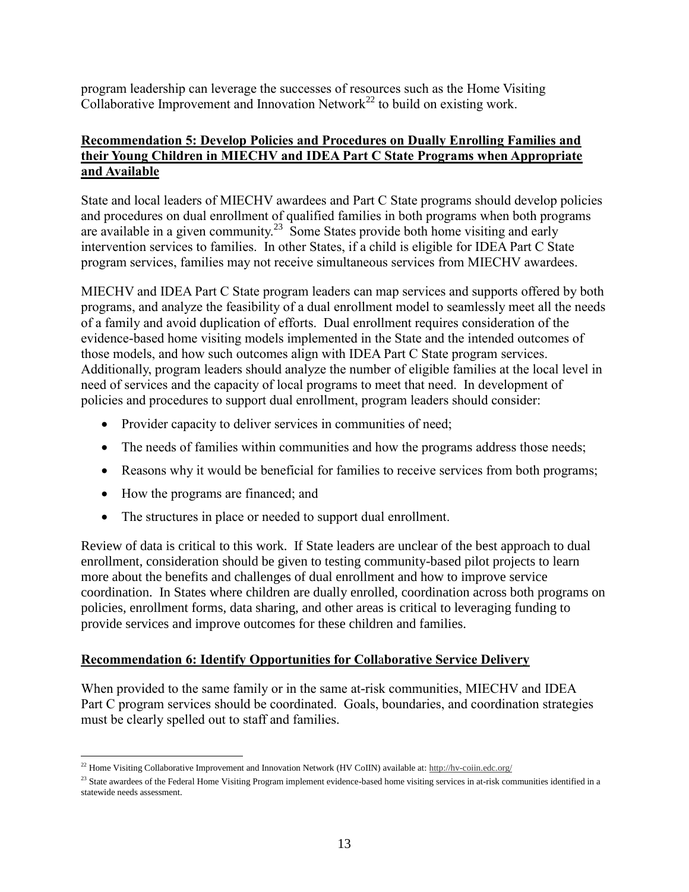program leadership can leverage the successes of resources such as the Home Visiting Collaborative Improvement and Innovation Network[22] to build on existing work.

## Recommendation 5: Develop Policies and Procedures on Dually Enrolling Families and their Young Children in MIECHV and IDEA Part C State Programs when Appropriate and Available

State and local leaders of MIECHV awardees and Part C State programs should develop policies and procedures on dual enrollment of qualified families in both programs when both programs are available in a given community.[23] Some States provide both home visiting and early intervention services to families. In other States, if a child is eligible for IDEA Part C State program services, families may not receive simultaneous services from MIECHV awardees.

MIECHV and IDEA Part C State program leaders can map services and supports offered by both programs, and analyze the feasibility of a dual enrollment model to seamlessly meet all the needs of a family and avoid duplication of efforts. Dual enrollment requires consideration of the evidence-based home visiting models implemented in the State and the intended outcomes of those models, and how such outcomes align with IDEA Part C State program services. Additionally, program leaders should analyze the number of eligible families at the local level in need of services and the capacity of local programs to meet that need. In development of policies and procedures to support dual enrollment, program leaders should consider:

- Provider capacity to deliver services in communities of need;
- The needs of families within communities and how the programs address those needs;
- Reasons why it would be beneficial for families to receive services from both programs;
- How the programs are financed; and
- The structures in place or needed to support dual enrollment.

Review of data is critical to this work. If State leaders are unclear of the best approach to dual enrollment, consideration should be given to testing community-based pilot projects to learn more about the benefits and challenges of dual enrollment and how to improve service coordination. In States where children are dually enrolled, coordination across both programs on policies, enrollment forms, data sharing, and other areas is critical to leveraging funding to provide services and improve outcomes for these children and families.

## Recommendation 6: Identify Opportunities for Collaborative Service Delivery

When provided to the same family or in the same at-risk communities, MIECHV and IDEA Part C program services should be coordinated. Goals, boundaries, and coordination strategies must be clearly spelled out to staff and families.

---

[22] Home Visiting Collaborative Improvement and Innovation Network (HV CoIIN) available at: http://hv-coiin.edc.org/

[23] State awardees of the Federal Home Visiting Program implement evidence-based home visiting services in at-risk communities identified in a statewide needs assessment.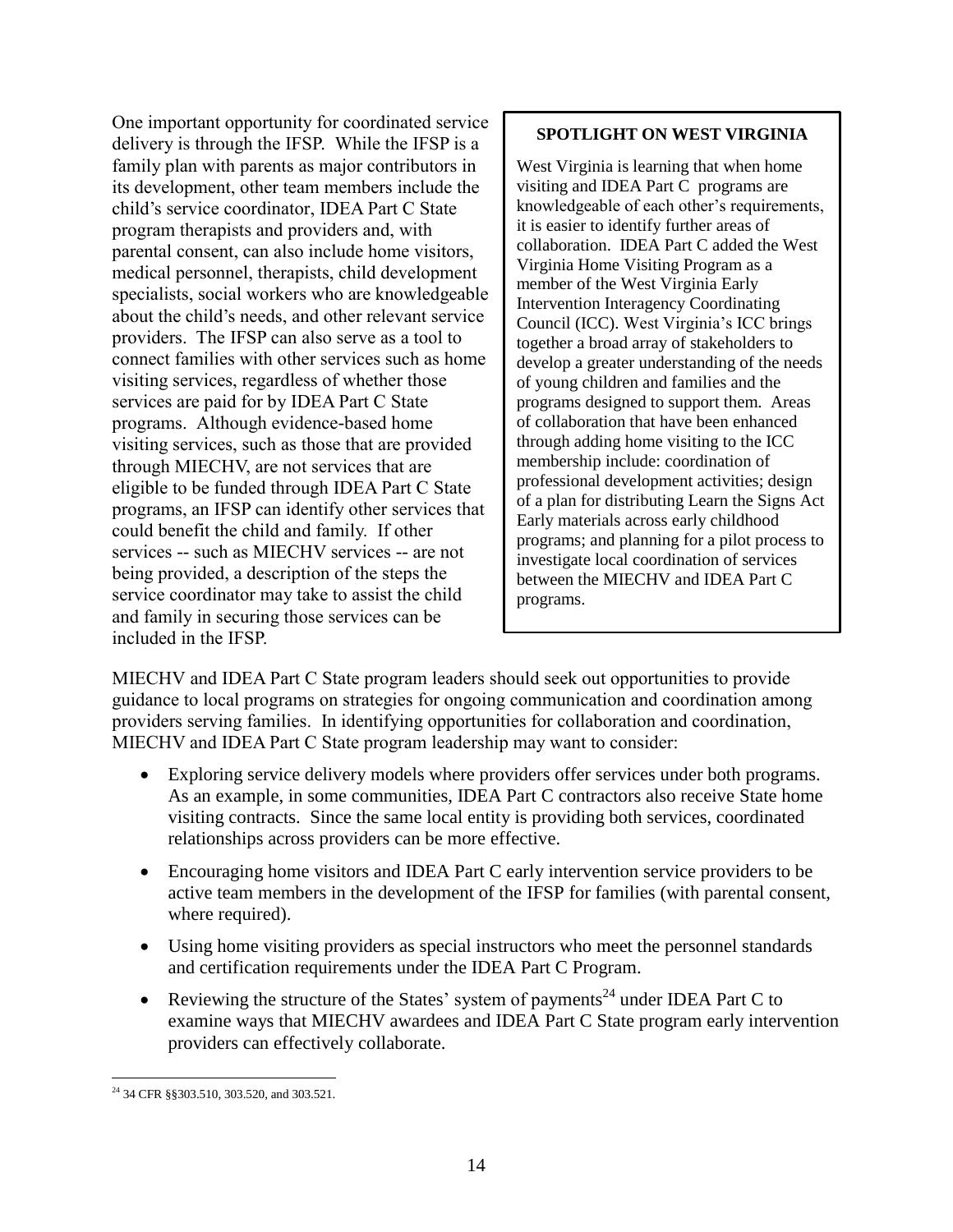One important opportunity for coordinated service delivery is through the IFSP. While the IFSP is a family plan with parents as major contributors in its development, other team members include the child's service coordinator, IDEA Part C State program therapists and providers and, with parental consent, can also include home visitors, medical personnel, therapists, child development specialists, social workers who are knowledgeable about the child's needs, and other relevant service providers. The IFSP can also serve as a tool to connect families with other services such as home visiting services, regardless of whether those services are paid for by IDEA Part C State programs. Although evidence-based home visiting services, such as those that are provided through MIECHV, are not services that are eligible to be funded through IDEA Part C State programs, an IFSP can identify other services that could benefit the child and family. If other services -- such as MIECHV services -- are not being provided, a description of the steps the service coordinator may take to assist the child and family in securing those services can be included in the IFSP.

> **SPOTLIGHT ON WEST VIRGINIA**
>
> West Virginia is learning that when home visiting and IDEA Part C programs are knowledgeable of each other's requirements, it is easier to identify further areas of collaboration. IDEA Part C added the West Virginia Home Visiting Program as a member of the West Virginia Early Intervention Interagency Coordinating Council (ICC). West Virginia's ICC brings together a broad array of stakeholders to develop a greater understanding of the needs of young children and families and the programs designed to support them. Areas of collaboration that have been enhanced through adding home visiting to the ICC membership include: coordination of professional development activities; design of a plan for distributing Learn the Signs Act Early materials across early childhood programs; and planning for a pilot process to investigate local coordination of services between the MIECHV and IDEA Part C programs.

MIECHV and IDEA Part C State program leaders should seek out opportunities to provide guidance to local programs on strategies for ongoing communication and coordination among providers serving families. In identifying opportunities for collaboration and coordination, MIECHV and IDEA Part C State program leadership may want to consider:

- Exploring service delivery models where providers offer services under both programs. As an example, in some communities, IDEA Part C contractors also receive State home visiting contracts. Since the same local entity is providing both services, coordinated relationships across providers can be more effective.
- Encouraging home visitors and IDEA Part C early intervention service providers to be active team members in the development of the IFSP for families (with parental consent, where required).
- Using home visiting providers as special instructors who meet the personnel standards and certification requirements under the IDEA Part C Program.
- Reviewing the structure of the States' system of payments[24] under IDEA Part C to examine ways that MIECHV awardees and IDEA Part C State program early intervention providers can effectively collaborate.

[24] 34 CFR §§303.510, 303.520, and 303.521.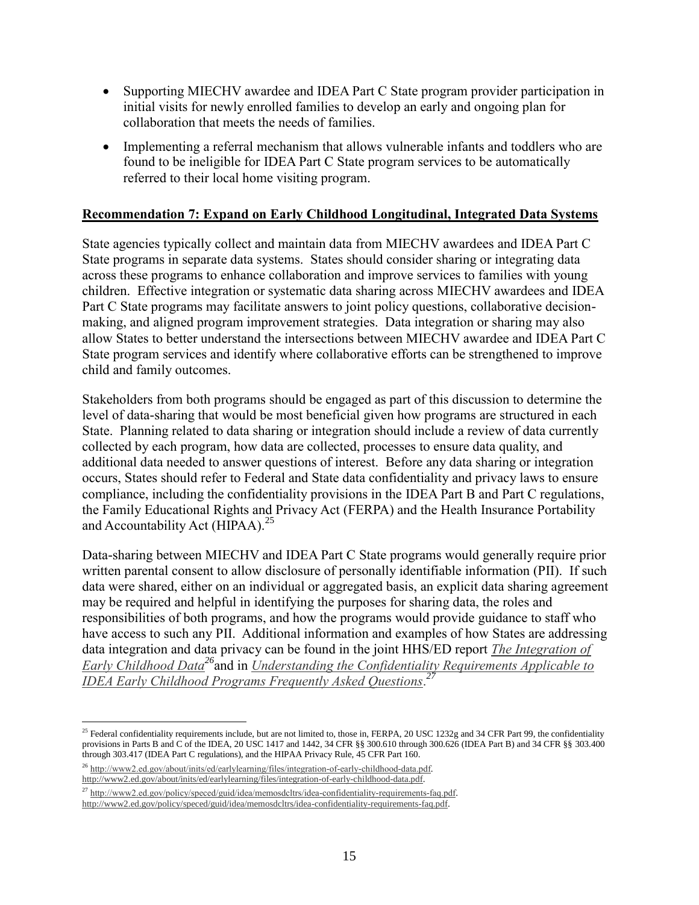- Supporting MIECHV awardee and IDEA Part C State program provider participation in initial visits for newly enrolled families to develop an early and ongoing plan for collaboration that meets the needs of families.
- Implementing a referral mechanism that allows vulnerable infants and toddlers who are found to be ineligible for IDEA Part C State program services to be automatically referred to their local home visiting program.

**Recommendation 7: Expand on Early Childhood Longitudinal, Integrated Data Systems**

State agencies typically collect and maintain data from MIECHV awardees and IDEA Part C State programs in separate data systems. States should consider sharing or integrating data across these programs to enhance collaboration and improve services to families with young children. Effective integration or systematic data sharing across MIECHV awardees and IDEA Part C State programs may facilitate answers to joint policy questions, collaborative decision-making, and aligned program improvement strategies. Data integration or sharing may also allow States to better understand the intersections between MIECHV awardee and IDEA Part C State program services and identify where collaborative efforts can be strengthened to improve child and family outcomes.

Stakeholders from both programs should be engaged as part of this discussion to determine the level of data-sharing that would be most beneficial given how programs are structured in each State. Planning related to data sharing or integration should include a review of data currently collected by each program, how data are collected, processes to ensure data quality, and additional data needed to answer questions of interest. Before any data sharing or integration occurs, States should refer to Federal and State data confidentiality and privacy laws to ensure compliance, including the confidentiality provisions in the IDEA Part B and Part C regulations, the Family Educational Rights and Privacy Act (FERPA) and the Health Insurance Portability and Accountability Act (HIPAA).[25]

Data-sharing between MIECHV and IDEA Part C State programs would generally require prior written parental consent to allow disclosure of personally identifiable information (PII). If such data were shared, either on an individual or aggregated basis, an explicit data sharing agreement may be required and helpful in identifying the purposes for sharing data, the roles and responsibilities of both programs, and how the programs would provide guidance to staff who have access to such any PII. Additional information and examples of how States are addressing data integration and data privacy can be found in the joint HHS/ED report *The Integration of Early Childhood Data*[26] and in *Understanding the Confidentiality Requirements Applicable to IDEA Early Childhood Programs Frequently Asked Questions*.[27]

---

[25] Federal confidentiality requirements include, but are not limited to, those in, FERPA, 20 USC 1232g and 34 CFR Part 99, the confidentiality provisions in Parts B and C of the IDEA, 20 USC 1417 and 1442, 34 CFR §§ 300.610 through 300.626 (IDEA Part B) and 34 CFR §§ 303.400 through 303.417 (IDEA Part C regulations), and the HIPAA Privacy Rule, 45 CFR Part 160.

[26] http://www2.ed.gov/about/inits/ed/earlylearning/files/integration-of-early-childhood-data.pdf.
http://www2.ed.gov/about/inits/ed/earlylearning/files/integration-of-early-childhood-data.pdf.

[27] http://www2.ed.gov/policy/speced/guid/idea/memosdcltrs/idea-confidentiality-requirements-faq.pdf.
http://www2.ed.gov/policy/speced/guid/idea/memosdcltrs/idea-confidentiality-requirements-faq.pdf.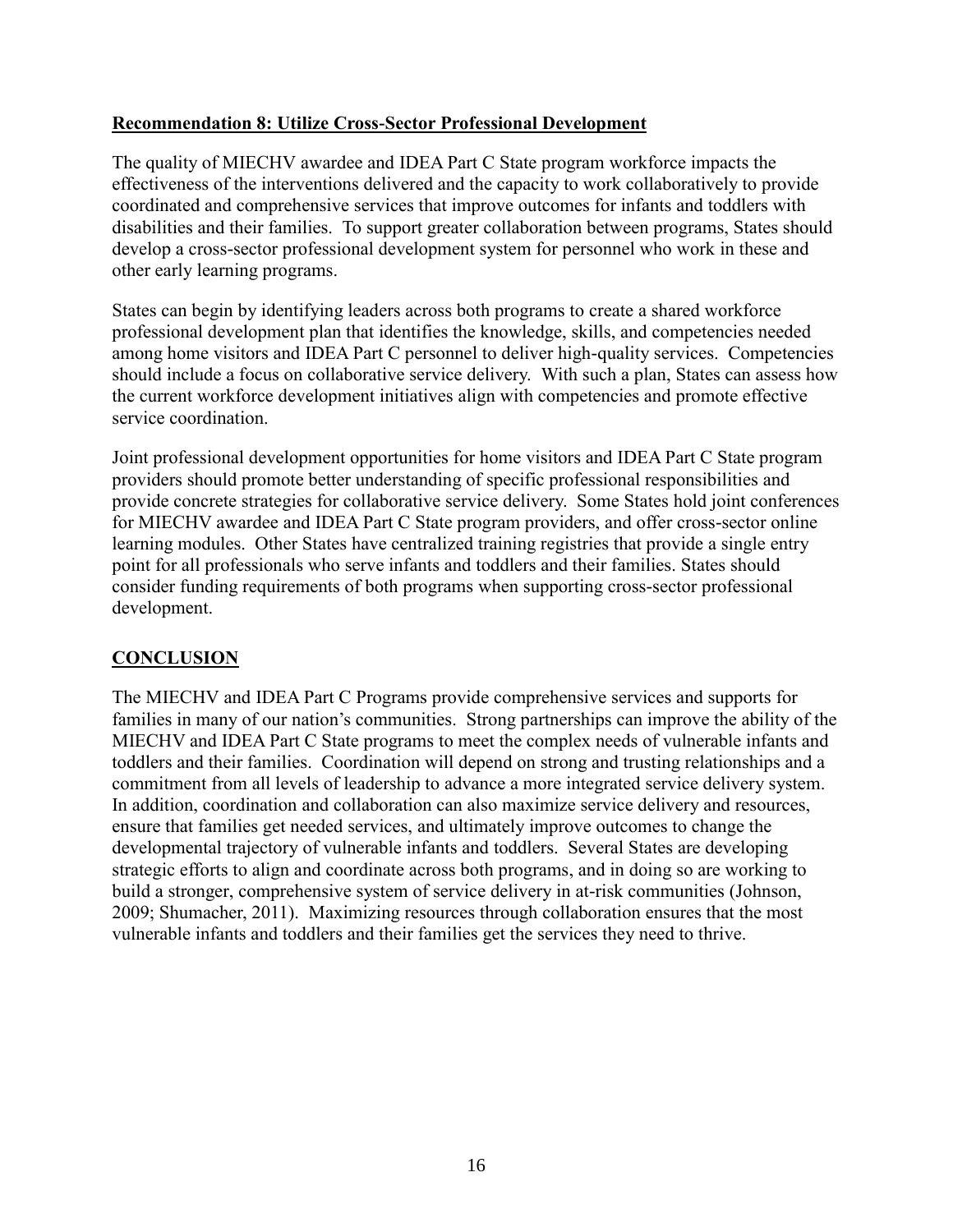### Recommendation 8: Utilize Cross-Sector Professional Development

The quality of MIECHV awardee and IDEA Part C State program workforce impacts the effectiveness of the interventions delivered and the capacity to work collaboratively to provide coordinated and comprehensive services that improve outcomes for infants and toddlers with disabilities and their families. To support greater collaboration between programs, States should develop a cross-sector professional development system for personnel who work in these and other early learning programs.

States can begin by identifying leaders across both programs to create a shared workforce professional development plan that identifies the knowledge, skills, and competencies needed among home visitors and IDEA Part C personnel to deliver high-quality services. Competencies should include a focus on collaborative service delivery. With such a plan, States can assess how the current workforce development initiatives align with competencies and promote effective service coordination.

Joint professional development opportunities for home visitors and IDEA Part C State program providers should promote better understanding of specific professional responsibilities and provide concrete strategies for collaborative service delivery. Some States hold joint conferences for MIECHV awardee and IDEA Part C State program providers, and offer cross-sector online learning modules. Other States have centralized training registries that provide a single entry point for all professionals who serve infants and toddlers and their families. States should consider funding requirements of both programs when supporting cross-sector professional development.

## CONCLUSION

The MIECHV and IDEA Part C Programs provide comprehensive services and supports for families in many of our nation's communities. Strong partnerships can improve the ability of the MIECHV and IDEA Part C State programs to meet the complex needs of vulnerable infants and toddlers and their families. Coordination will depend on strong and trusting relationships and a commitment from all levels of leadership to advance a more integrated service delivery system. In addition, coordination and collaboration can also maximize service delivery and resources, ensure that families get needed services, and ultimately improve outcomes to change the developmental trajectory of vulnerable infants and toddlers. Several States are developing strategic efforts to align and coordinate across both programs, and in doing so are working to build a stronger, comprehensive system of service delivery in at-risk communities (Johnson, 2009; Shumacher, 2011). Maximizing resources through collaboration ensures that the most vulnerable infants and toddlers and their families get the services they need to thrive.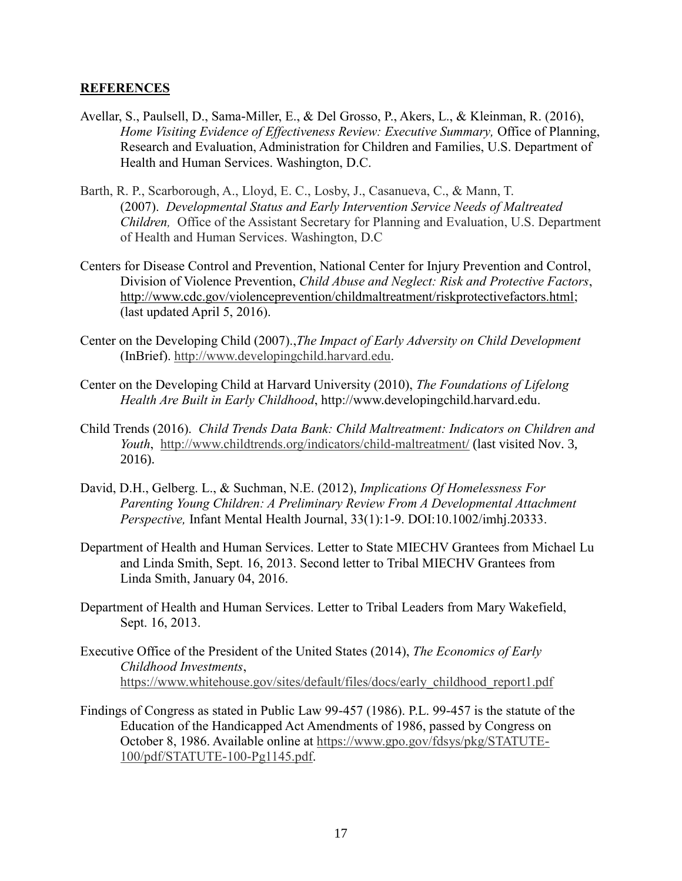**REFERENCES**

Avellar, S., Paulsell, D., Sama-Miller, E., & Del Grosso, P., Akers, L., & Kleinman, R. (2016), *Home Visiting Evidence of Effectiveness Review: Executive Summary,* Office of Planning, Research and Evaluation, Administration for Children and Families, U.S. Department of Health and Human Services. Washington, D.C.

Barth, R. P., Scarborough, A., Lloyd, E. C., Losby, J., Casanueva, C., & Mann, T. (2007). *Developmental Status and Early Intervention Service Needs of Maltreated Children,* Office of the Assistant Secretary for Planning and Evaluation, U.S. Department of Health and Human Services. Washington, D.C

Centers for Disease Control and Prevention, National Center for Injury Prevention and Control, Division of Violence Prevention, *Child Abuse and Neglect: Risk and Protective Factors*, http://www.cdc.gov/violenceprevention/childmaltreatment/riskprotectivefactors.html; (last updated April 5, 2016).

Center on the Developing Child (2007).,*The Impact of Early Adversity on Child Development* (InBrief). http://www.developingchild.harvard.edu.

Center on the Developing Child at Harvard University (2010), *The Foundations of Lifelong Health Are Built in Early Childhood*, http://www.developingchild.harvard.edu.

Child Trends (2016). *Child Trends Data Bank: Child Maltreatment: Indicators on Children and Youth*, http://www.childtrends.org/indicators/child-maltreatment/ (last visited Nov. 3, 2016).

David, D.H., Gelberg. L., & Suchman, N.E. (2012), *Implications Of Homelessness For Parenting Young Children: A Preliminary Review From A Developmental Attachment Perspective,* Infant Mental Health Journal, 33(1):1-9. DOI:10.1002/imhj.20333.

Department of Health and Human Services. Letter to State MIECHV Grantees from Michael Lu and Linda Smith, Sept. 16, 2013. Second letter to Tribal MIECHV Grantees from Linda Smith, January 04, 2016.

Department of Health and Human Services. Letter to Tribal Leaders from Mary Wakefield, Sept. 16, 2013.

Executive Office of the President of the United States (2014), *The Economics of Early Childhood Investments*, https://www.whitehouse.gov/sites/default/files/docs/early_childhood_report1.pdf

Findings of Congress as stated in Public Law 99-457 (1986). P.L. 99-457 is the statute of the Education of the Handicapped Act Amendments of 1986, passed by Congress on October 8, 1986. Available online at https://www.gpo.gov/fdsys/pkg/STATUTE-100/pdf/STATUTE-100-Pg1145.pdf.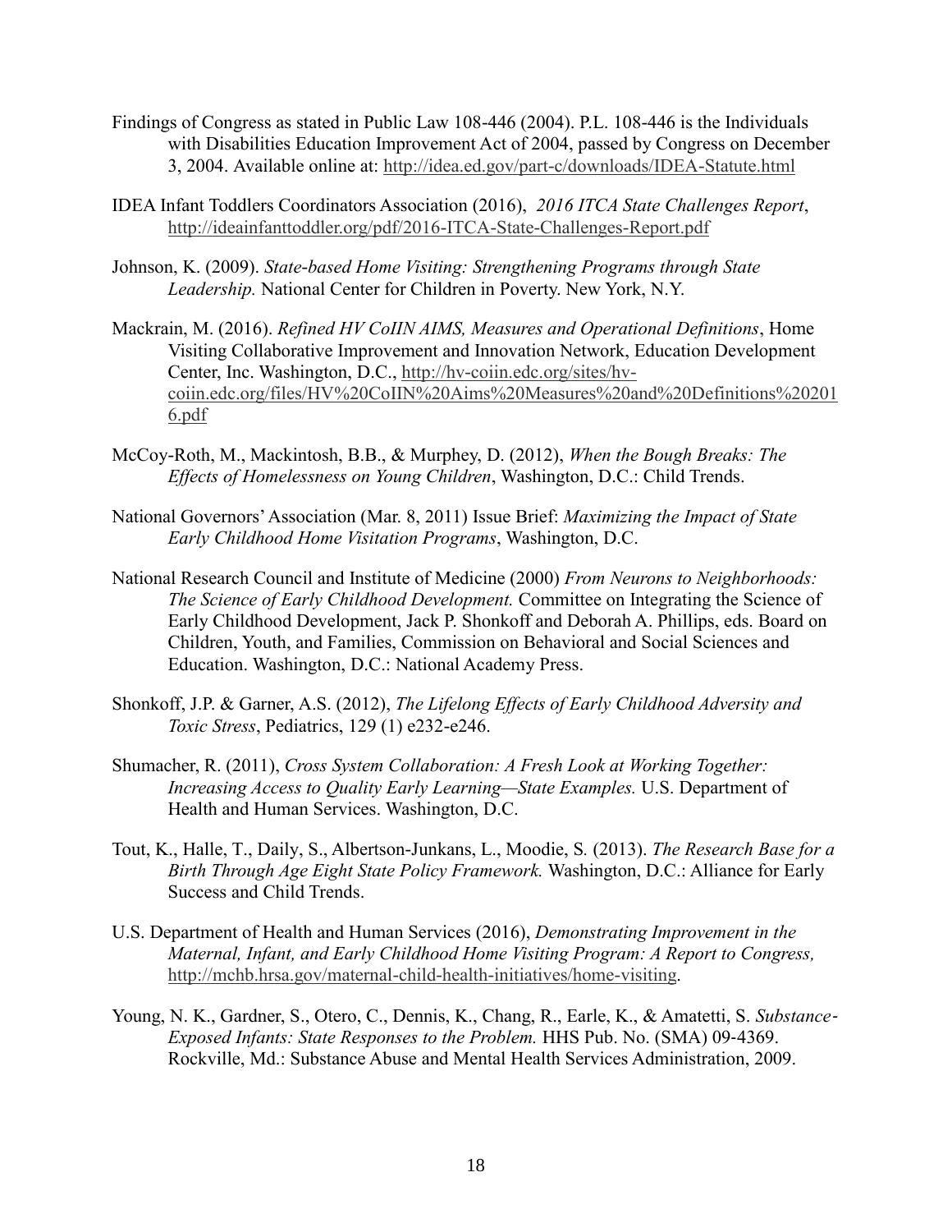Findings of Congress as stated in Public Law 108-446 (2004). P.L. 108-446 is the Individuals with Disabilities Education Improvement Act of 2004, passed by Congress on December 3, 2004. Available online at: http://idea.ed.gov/part-c/downloads/IDEA-Statute.html

IDEA Infant Toddlers Coordinators Association (2016), *2016 ITCA State Challenges Report*, http://ideainfanttoddler.org/pdf/2016-ITCA-State-Challenges-Report.pdf

Johnson, K. (2009). *State-based Home Visiting: Strengthening Programs through State Leadership.* National Center for Children in Poverty. New York, N.Y.

Mackrain, M. (2016). *Refined HV CoIIN AIMS, Measures and Operational Definitions*, Home Visiting Collaborative Improvement and Innovation Network, Education Development Center, Inc. Washington, D.C., http://hv-coiin.edc.org/sites/hv-coiin.edc.org/files/HV%20CoIIN%20Aims%20Measures%20and%20Definitions%202016.pdf

McCoy-Roth, M., Mackintosh, B.B., & Murphey, D. (2012), *When the Bough Breaks: The Effects of Homelessness on Young Children*, Washington, D.C.: Child Trends.

National Governors' Association (Mar. 8, 2011) Issue Brief: *Maximizing the Impact of State Early Childhood Home Visitation Programs*, Washington, D.C.

National Research Council and Institute of Medicine (2000) *From Neurons to Neighborhoods: The Science of Early Childhood Development.* Committee on Integrating the Science of Early Childhood Development, Jack P. Shonkoff and Deborah A. Phillips, eds. Board on Children, Youth, and Families, Commission on Behavioral and Social Sciences and Education. Washington, D.C.: National Academy Press.

Shonkoff, J.P. & Garner, A.S. (2012), *The Lifelong Effects of Early Childhood Adversity and Toxic Stress*, Pediatrics, 129 (1) e232-e246.

Shumacher, R. (2011), *Cross System Collaboration: A Fresh Look at Working Together: Increasing Access to Quality Early Learning—State Examples.* U.S. Department of Health and Human Services. Washington, D.C.

Tout, K., Halle, T., Daily, S., Albertson-Junkans, L., Moodie, S. (2013). *The Research Base for a Birth Through Age Eight State Policy Framework.* Washington, D.C.: Alliance for Early Success and Child Trends.

U.S. Department of Health and Human Services (2016), *Demonstrating Improvement in the Maternal, Infant, and Early Childhood Home Visiting Program: A Report to Congress,* http://mchb.hrsa.gov/maternal-child-health-initiatives/home-visiting.

Young, N. K., Gardner, S., Otero, C., Dennis, K., Chang, R., Earle, K., & Amatetti, S. *Substance-Exposed Infants: State Responses to the Problem.* HHS Pub. No. (SMA) 09-4369. Rockville, Md.: Substance Abuse and Mental Health Services Administration, 2009.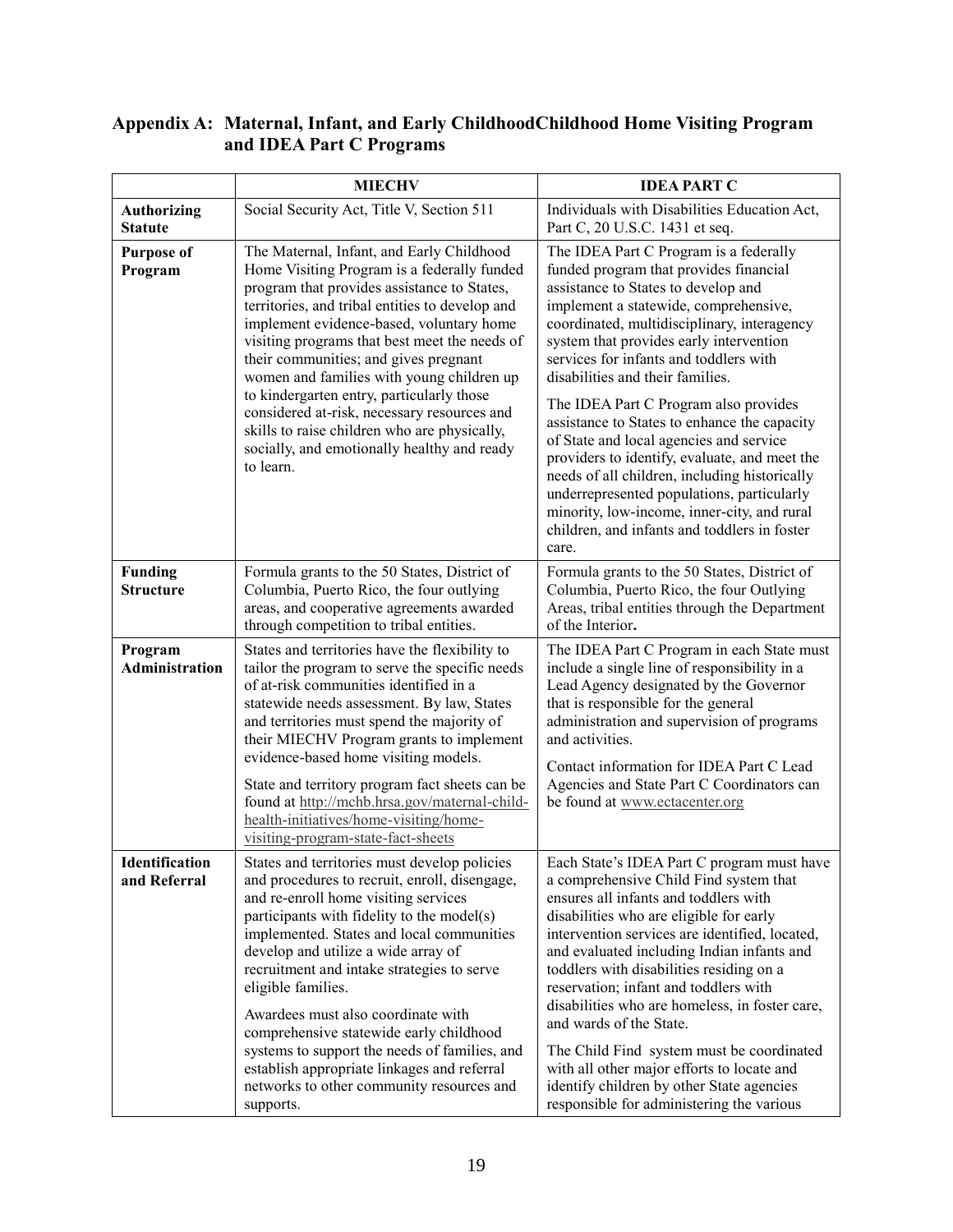## Appendix A: Maternal, Infant, and Early ChildhoodChildhood Home Visiting Program and IDEA Part C Programs

| | MIECHV | IDEA PART C |
|---|---|---|
| **Authorizing Statute** | Social Security Act, Title V, Section 511 | Individuals with Disabilities Education Act, Part C, 20 U.S.C. 1431 et seq. |
| **Purpose of Program** | The Maternal, Infant, and Early Childhood Home Visiting Program is a federally funded program that provides assistance to States, territories, and tribal entities to develop and implement evidence-based, voluntary home visiting programs that best meet the needs of their communities; and gives pregnant women and families with young children up to kindergarten entry, particularly those considered at-risk, necessary resources and skills to raise children who are physically, socially, and emotionally healthy and ready to learn. | The IDEA Part C Program is a federally funded program that provides financial assistance to States to develop and implement a statewide, comprehensive, coordinated, multidisciplinary, interagency system that provides early intervention services for infants and toddlers with disabilities and their families.<br><br>The IDEA Part C Program also provides assistance to States to enhance the capacity of State and local agencies and service providers to identify, evaluate, and meet the needs of all children, including historically underrepresented populations, particularly minority, low-income, inner-city, and rural children, and infants and toddlers in foster care. |
| **Funding Structure** | Formula grants to the 50 States, District of Columbia, Puerto Rico, the four outlying areas, and cooperative agreements awarded through competition to tribal entities. | Formula grants to the 50 States, District of Columbia, Puerto Rico, the four Outlying Areas, tribal entities through the Department of the Interior**.** |
| **Program Administration** | States and territories have the flexibility to tailor the program to serve the specific needs of at-risk communities identified in a statewide needs assessment. By law, States and territories must spend the majority of their MIECHV Program grants to implement evidence-based home visiting models.<br><br>State and territory program fact sheets can be found at http://mchb.hrsa.gov/maternal-child-health-initiatives/home-visiting/home-visiting-program-state-fact-sheets | The IDEA Part C Program in each State must include a single line of responsibility in a Lead Agency designated by the Governor that is responsible for the general administration and supervision of programs and activities.<br><br>Contact information for IDEA Part C Lead Agencies and State Part C Coordinators can be found at www.ectacenter.org |
| **Identification and Referral** | States and territories must develop policies and procedures to recruit, enroll, disengage, and re-enroll home visiting services participants with fidelity to the model(s) implemented. States and local communities develop and utilize a wide array of recruitment and intake strategies to serve eligible families.<br><br>Awardees must also coordinate with comprehensive statewide early childhood systems to support the needs of families, and establish appropriate linkages and referral networks to other community resources and supports. | Each State's IDEA Part C program must have a comprehensive Child Find system that ensures all infants and toddlers with disabilities who are eligible for early intervention services are identified, located, and evaluated including Indian infants and toddlers with disabilities residing on a reservation; infant and toddlers with disabilities who are homeless, in foster care, and wards of the State.<br><br>The Child Find system must be coordinated with all other major efforts to locate and identify children by other State agencies responsible for administering the various |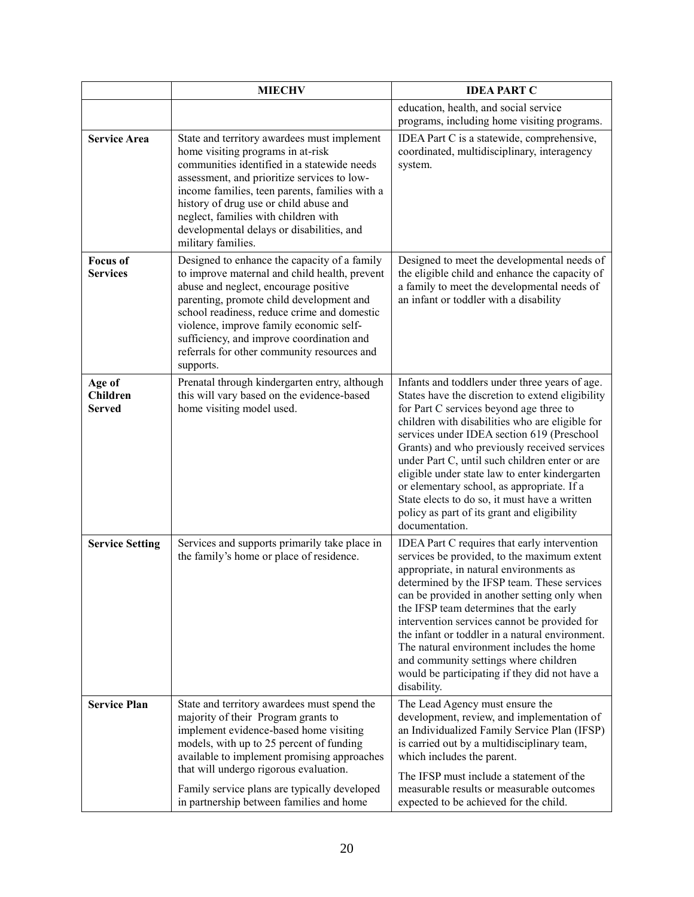| | MIECHV | IDEA PART C |
|---|---|---|
| | | education, health, and social service programs, including home visiting programs. |
| **Service Area** | State and territory awardees must implement home visiting programs in at-risk communities identified in a statewide needs assessment, and prioritize services to low-income families, teen parents, families with a history of drug use or child abuse and neglect, families with children with developmental delays or disabilities, and military families. | IDEA Part C is a statewide, comprehensive, coordinated, multidisciplinary, interagency system. |
| **Focus of Services** | Designed to enhance the capacity of a family to improve maternal and child health, prevent abuse and neglect, encourage positive parenting, promote child development and school readiness, reduce crime and domestic violence, improve family economic self-sufficiency, and improve coordination and referrals for other community resources and supports. | Designed to meet the developmental needs of the eligible child and enhance the capacity of a family to meet the developmental needs of an infant or toddler with a disability |
| **Age of Children Served** | Prenatal through kindergarten entry, although this will vary based on the evidence-based home visiting model used. | Infants and toddlers under three years of age. States have the discretion to extend eligibility for Part C services beyond age three to children with disabilities who are eligible for services under IDEA section 619 (Preschool Grants) and who previously received services under Part C, until such children enter or are eligible under state law to enter kindergarten or elementary school, as appropriate. If a State elects to do so, it must have a written policy as part of its grant and eligibility documentation. |
| **Service Setting** | Services and supports primarily take place in the family's home or place of residence. | IDEA Part C requires that early intervention services be provided, to the maximum extent appropriate, in natural environments as determined by the IFSP team. These services can be provided in another setting only when the IFSP team determines that the early intervention services cannot be provided for the infant or toddler in a natural environment. The natural environment includes the home and community settings where children would be participating if they did not have a disability. |
| **Service Plan** | State and territory awardees must spend the majority of their Program grants to implement evidence-based home visiting models, with up to 25 percent of funding available to implement promising approaches that will undergo rigorous evaluation. Family service plans are typically developed in partnership between families and home | The Lead Agency must ensure the development, review, and implementation of an Individualized Family Service Plan (IFSP) is carried out by a multidisciplinary team, which includes the parent. The IFSP must include a statement of the measurable results or measurable outcomes expected to be achieved for the child. |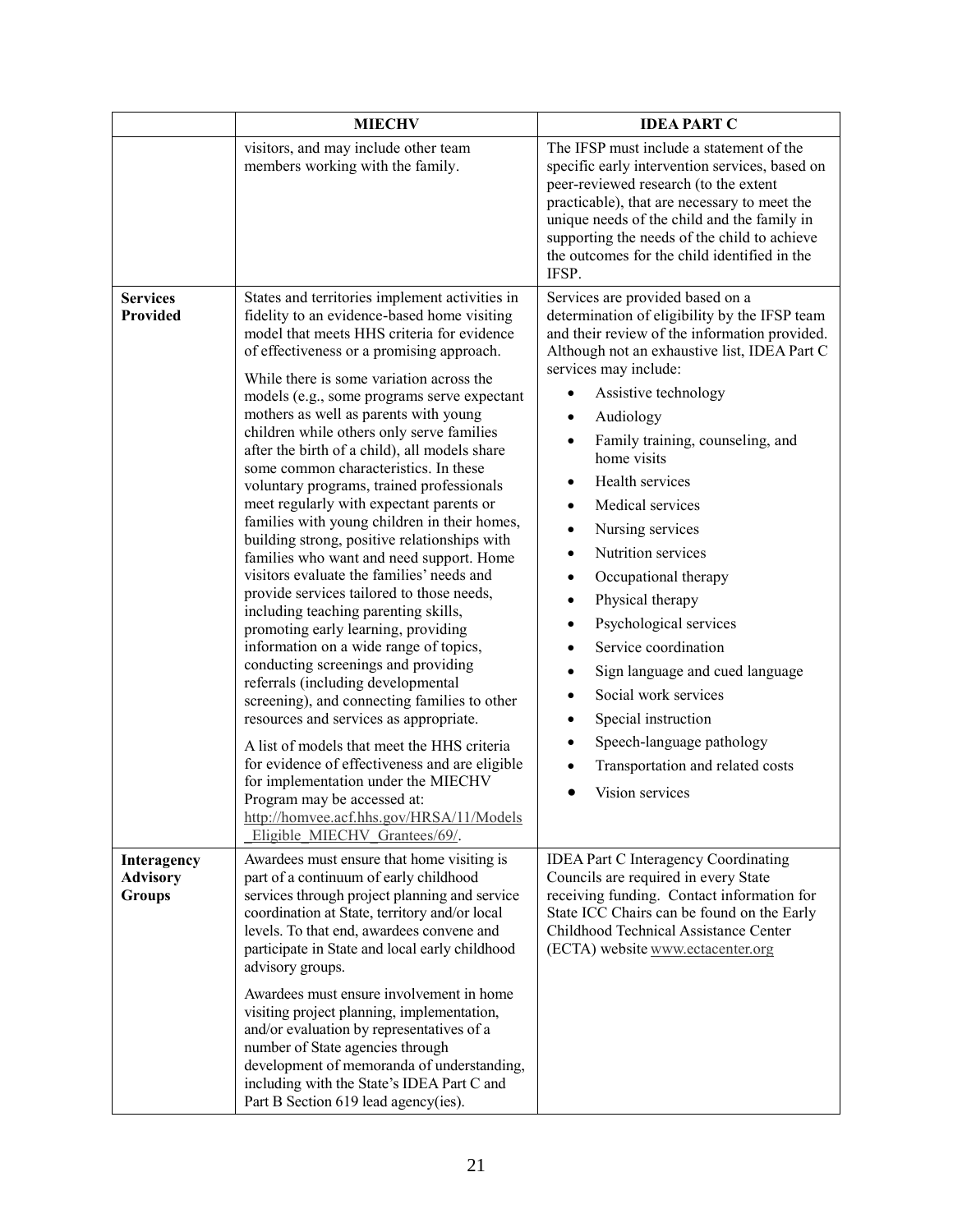| | MIECHV | IDEA PART C |
|---|---|---|
| | visitors, and may include other team members working with the family. | The IFSP must include a statement of the specific early intervention services, based on peer-reviewed research (to the extent practicable), that are necessary to meet the unique needs of the child and the family in supporting the needs of the child to achieve the outcomes for the child identified in the IFSP. |
| **Services Provided** | States and territories implement activities in fidelity to an evidence-based home visiting model that meets HHS criteria for evidence of effectiveness or a promising approach.<br><br>While there is some variation across the models (e.g., some programs serve expectant mothers as well as parents with young children while others only serve families after the birth of a child), all models share some common characteristics. In these voluntary programs, trained professionals meet regularly with expectant parents or families with young children in their homes, building strong, positive relationships with families who want and need support. Home visitors evaluate the families' needs and provide services tailored to those needs, including teaching parenting skills, promoting early learning, providing information on a wide range of topics, conducting screenings and providing referrals (including developmental screening), and connecting families to other resources and services as appropriate.<br><br>A list of models that meet the HHS criteria for evidence of effectiveness and are eligible for implementation under the MIECHV Program may be accessed at: http://homvee.acf.hhs.gov/HRSA/11/Models_Eligible_MIECHV_Grantees/69/. | Services are provided based on a determination of eligibility by the IFSP team and their review of the information provided. Although not an exhaustive list, IDEA Part C services may include:<br>• Assistive technology<br>• Audiology<br>• Family training, counseling, and home visits<br>• Health services<br>• Medical services<br>• Nursing services<br>• Nutrition services<br>• Occupational therapy<br>• Physical therapy<br>• Psychological services<br>• Service coordination<br>• Sign language and cued language<br>• Social work services<br>• Special instruction<br>• Speech-language pathology<br>• Transportation and related costs<br>• Vision services |
| **Interagency Advisory Groups** | Awardees must ensure that home visiting is part of a continuum of early childhood services through project planning and service coordination at State, territory and/or local levels. To that end, awardees convene and participate in State and local early childhood advisory groups.<br><br>Awardees must ensure involvement in home visiting project planning, implementation, and/or evaluation by representatives of a number of State agencies through development of memoranda of understanding, including with the State's IDEA Part C and Part B Section 619 lead agency(ies). | IDEA Part C Interagency Coordinating Councils are required in every State receiving funding. Contact information for State ICC Chairs can be found on the Early Childhood Technical Assistance Center (ECTA) website www.ectacenter.org |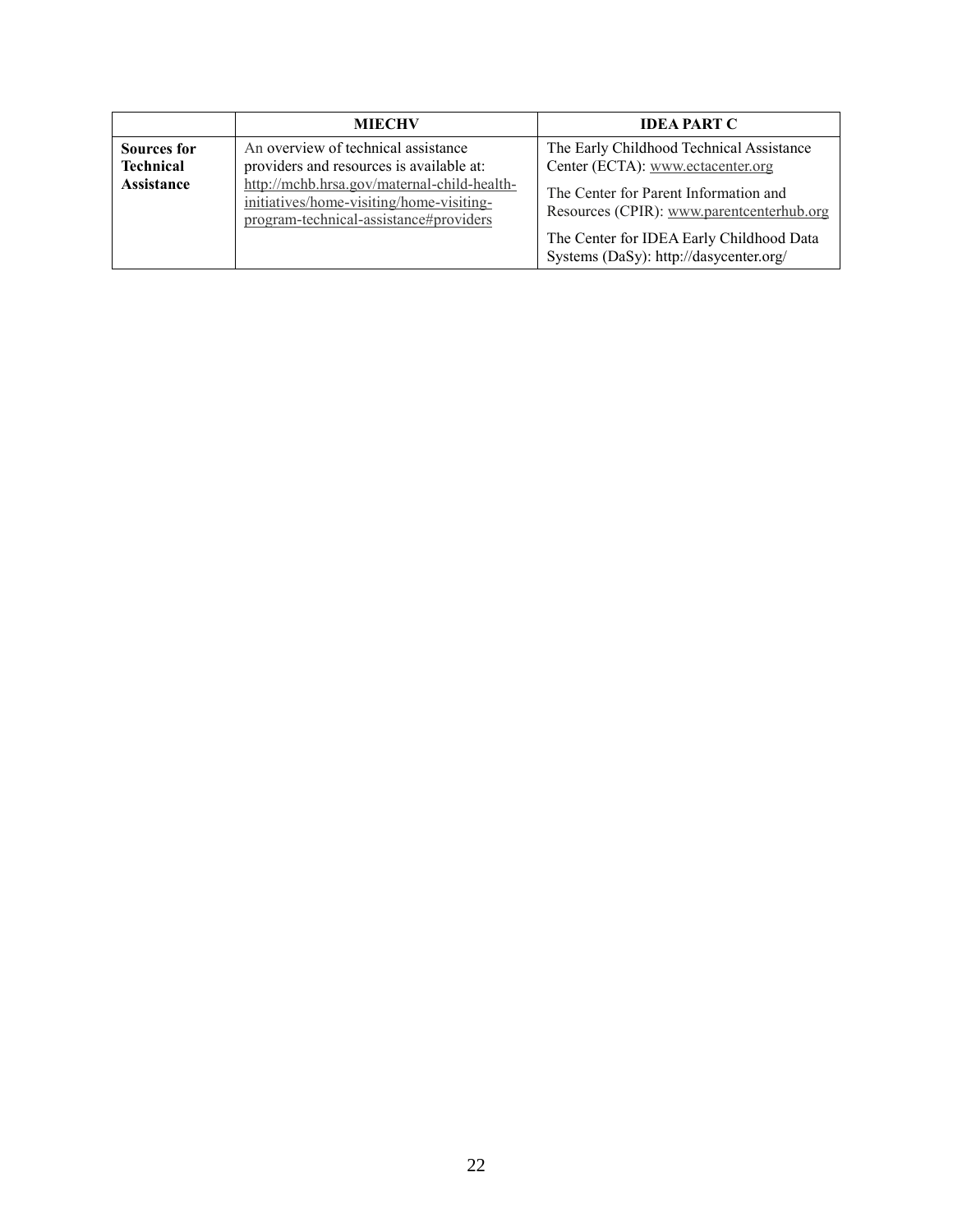| | MIECHV | IDEA PART C |
|---|---|---|
| **Sources for Technical Assistance** | An overview of technical assistance providers and resources is available at: http://mchb.hrsa.gov/maternal-child-health-initiatives/home-visiting/home-visiting-program-technical-assistance#providers | The Early Childhood Technical Assistance Center (ECTA): www.ectacenter.org<br><br>The Center for Parent Information and Resources (CPIR): www.parentcenterhub.org<br><br>The Center for IDEA Early Childhood Data Systems (DaSy): http://dasycenter.org/ |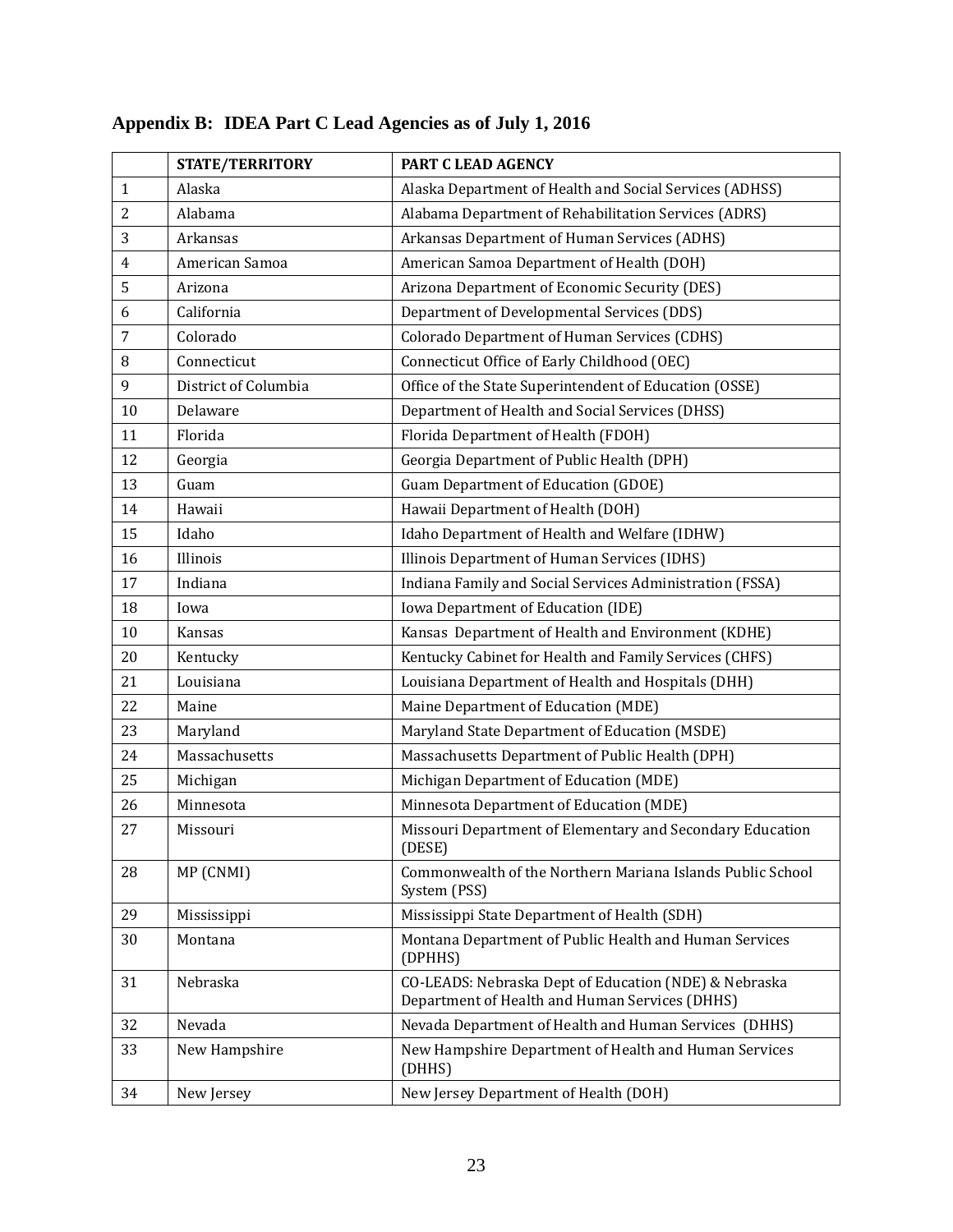## Appendix B: IDEA Part C Lead Agencies as of July 1, 2016

| | STATE/TERRITORY | PART C LEAD AGENCY |
|---|---|---|
| 1 | Alaska | Alaska Department of Health and Social Services (ADHSS) |
| 2 | Alabama | Alabama Department of Rehabilitation Services (ADRS) |
| 3 | Arkansas | Arkansas Department of Human Services (ADHS) |
| 4 | American Samoa | American Samoa Department of Health (DOH) |
| 5 | Arizona | Arizona Department of Economic Security (DES) |
| 6 | California | Department of Developmental Services (DDS) |
| 7 | Colorado | Colorado Department of Human Services (CDHS) |
| 8 | Connecticut | Connecticut Office of Early Childhood (OEC) |
| 9 | District of Columbia | Office of the State Superintendent of Education (OSSE) |
| 10 | Delaware | Department of Health and Social Services (DHSS) |
| 11 | Florida | Florida Department of Health (FDOH) |
| 12 | Georgia | Georgia Department of Public Health (DPH) |
| 13 | Guam | Guam Department of Education (GDOE) |
| 14 | Hawaii | Hawaii Department of Health (DOH) |
| 15 | Idaho | Idaho Department of Health and Welfare (IDHW) |
| 16 | Illinois | Illinois Department of Human Services (IDHS) |
| 17 | Indiana | Indiana Family and Social Services Administration (FSSA) |
| 18 | Iowa | Iowa Department of Education (IDE) |
| 10 | Kansas | Kansas Department of Health and Environment (KDHE) |
| 20 | Kentucky | Kentucky Cabinet for Health and Family Services (CHFS) |
| 21 | Louisiana | Louisiana Department of Health and Hospitals (DHH) |
| 22 | Maine | Maine Department of Education (MDE) |
| 23 | Maryland | Maryland State Department of Education (MSDE) |
| 24 | Massachusetts | Massachusetts Department of Public Health (DPH) |
| 25 | Michigan | Michigan Department of Education (MDE) |
| 26 | Minnesota | Minnesota Department of Education (MDE) |
| 27 | Missouri | Missouri Department of Elementary and Secondary Education (DESE) |
| 28 | MP (CNMI) | Commonwealth of the Northern Mariana Islands Public School System (PSS) |
| 29 | Mississippi | Mississippi State Department of Health (SDH) |
| 30 | Montana | Montana Department of Public Health and Human Services (DPHHS) |
| 31 | Nebraska | CO-LEADS: Nebraska Dept of Education (NDE) & Nebraska Department of Health and Human Services (DHHS) |
| 32 | Nevada | Nevada Department of Health and Human Services (DHHS) |
| 33 | New Hampshire | New Hampshire Department of Health and Human Services (DHHS) |
| 34 | New Jersey | New Jersey Department of Health (DOH) |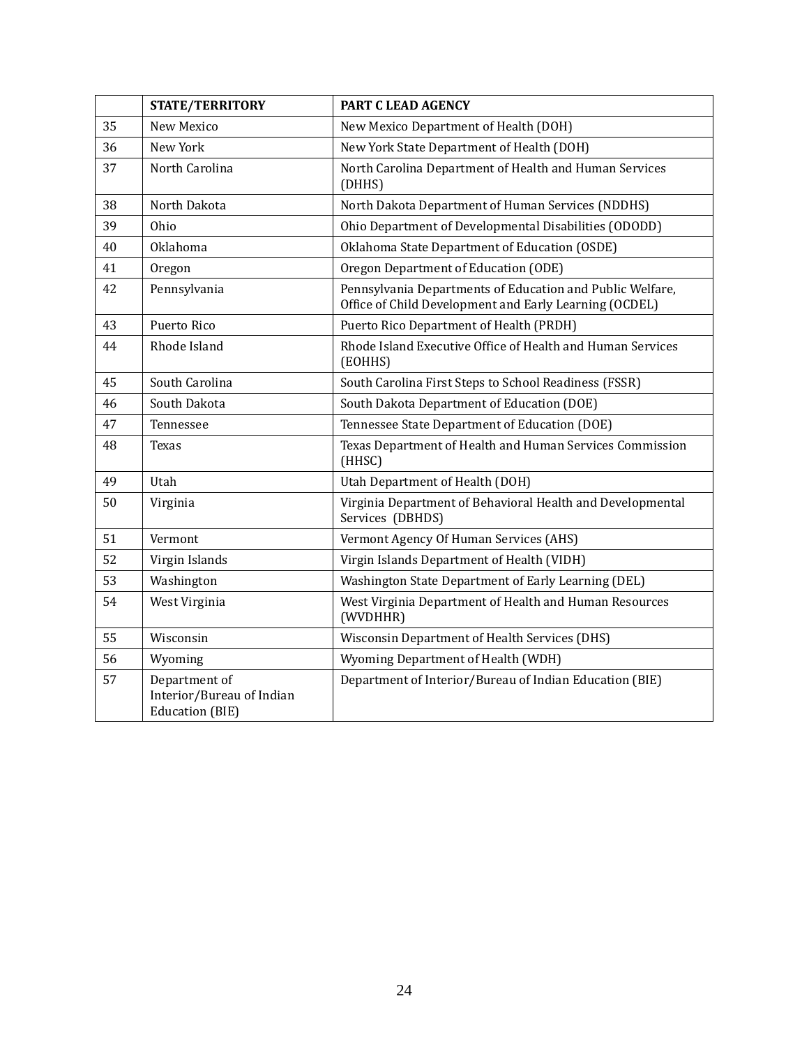|  | STATE/TERRITORY | PART C LEAD AGENCY |
| --- | --- | --- |
| 35 | New Mexico | New Mexico Department of Health (DOH) |
| 36 | New York | New York State Department of Health (DOH) |
| 37 | North Carolina | North Carolina Department of Health and Human Services (DHHS) |
| 38 | North Dakota | North Dakota Department of Human Services (NDDHS) |
| 39 | Ohio | Ohio Department of Developmental Disabilities (ODODD) |
| 40 | Oklahoma | Oklahoma State Department of Education (OSDE) |
| 41 | Oregon | Oregon Department of Education (ODE) |
| 42 | Pennsylvania | Pennsylvania Departments of Education and Public Welfare, Office of Child Development and Early Learning (OCDEL) |
| 43 | Puerto Rico | Puerto Rico Department of Health (PRDH) |
| 44 | Rhode Island | Rhode Island Executive Office of Health and Human Services (EOHHS) |
| 45 | South Carolina | South Carolina First Steps to School Readiness (FSSR) |
| 46 | South Dakota | South Dakota Department of Education (DOE) |
| 47 | Tennessee | Tennessee State Department of Education (DOE) |
| 48 | Texas | Texas Department of Health and Human Services Commission (HHSC) |
| 49 | Utah | Utah Department of Health (DOH) |
| 50 | Virginia | Virginia Department of Behavioral Health and Developmental Services (DBHDS) |
| 51 | Vermont | Vermont Agency Of Human Services (AHS) |
| 52 | Virgin Islands | Virgin Islands Department of Health (VIDH) |
| 53 | Washington | Washington State Department of Early Learning (DEL) |
| 54 | West Virginia | West Virginia Department of Health and Human Resources (WVDHHR) |
| 55 | Wisconsin | Wisconsin Department of Health Services (DHS) |
| 56 | Wyoming | Wyoming Department of Health (WDH) |
| 57 | Department of Interior/Bureau of Indian Education (BIE) | Department of Interior/Bureau of Indian Education (BIE) |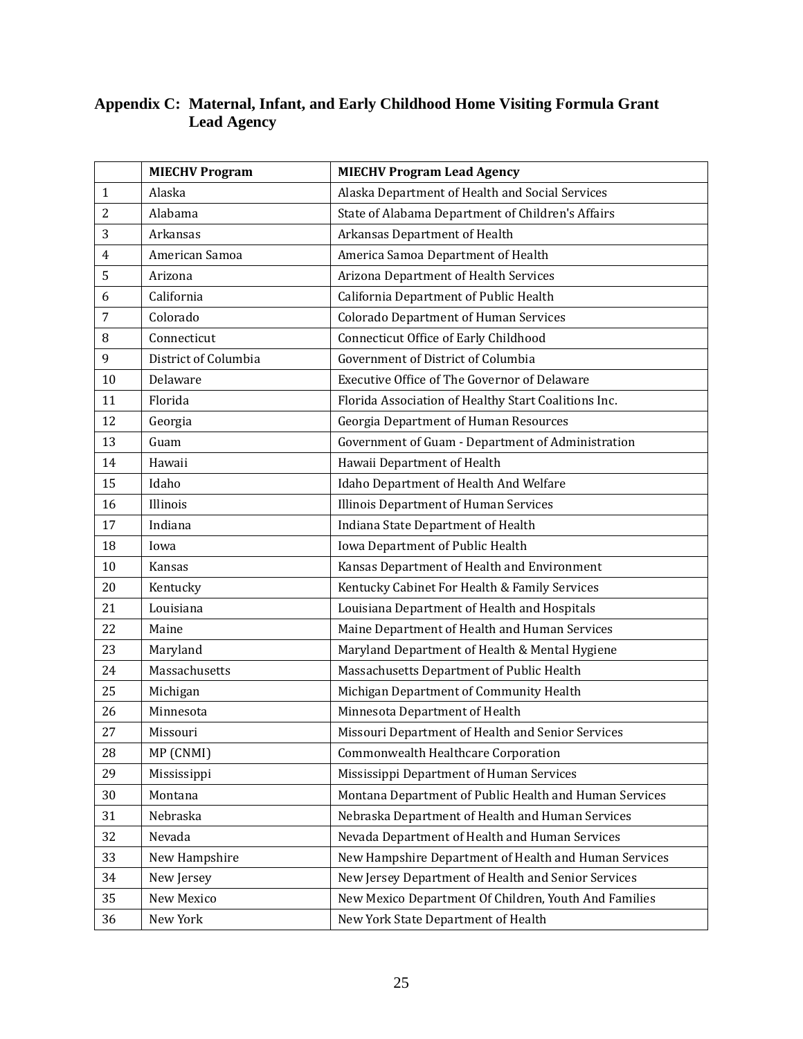## Appendix C: Maternal, Infant, and Early Childhood Home Visiting Formula Grant Lead Agency

| | MIECHV Program | MIECHV Program Lead Agency |
|---|---|---|
| 1 | Alaska | Alaska Department of Health and Social Services |
| 2 | Alabama | State of Alabama Department of Children's Affairs |
| 3 | Arkansas | Arkansas Department of Health |
| 4 | American Samoa | America Samoa Department of Health |
| 5 | Arizona | Arizona Department of Health Services |
| 6 | California | California Department of Public Health |
| 7 | Colorado | Colorado Department of Human Services |
| 8 | Connecticut | Connecticut Office of Early Childhood |
| 9 | District of Columbia | Government of District of Columbia |
| 10 | Delaware | Executive Office of The Governor of Delaware |
| 11 | Florida | Florida Association of Healthy Start Coalitions Inc. |
| 12 | Georgia | Georgia Department of Human Resources |
| 13 | Guam | Government of Guam - Department of Administration |
| 14 | Hawaii | Hawaii Department of Health |
| 15 | Idaho | Idaho Department of Health And Welfare |
| 16 | Illinois | Illinois Department of Human Services |
| 17 | Indiana | Indiana State Department of Health |
| 18 | Iowa | Iowa Department of Public Health |
| 10 | Kansas | Kansas Department of Health and Environment |
| 20 | Kentucky | Kentucky Cabinet For Health & Family Services |
| 21 | Louisiana | Louisiana Department of Health and Hospitals |
| 22 | Maine | Maine Department of Health and Human Services |
| 23 | Maryland | Maryland Department of Health & Mental Hygiene |
| 24 | Massachusetts | Massachusetts Department of Public Health |
| 25 | Michigan | Michigan Department of Community Health |
| 26 | Minnesota | Minnesota Department of Health |
| 27 | Missouri | Missouri Department of Health and Senior Services |
| 28 | MP (CNMI) | Commonwealth Healthcare Corporation |
| 29 | Mississippi | Mississippi Department of Human Services |
| 30 | Montana | Montana Department of Public Health and Human Services |
| 31 | Nebraska | Nebraska Department of Health and Human Services |
| 32 | Nevada | Nevada Department of Health and Human Services |
| 33 | New Hampshire | New Hampshire Department of Health and Human Services |
| 34 | New Jersey | New Jersey Department of Health and Senior Services |
| 35 | New Mexico | New Mexico Department Of Children, Youth And Families |
| 36 | New York | New York State Department of Health |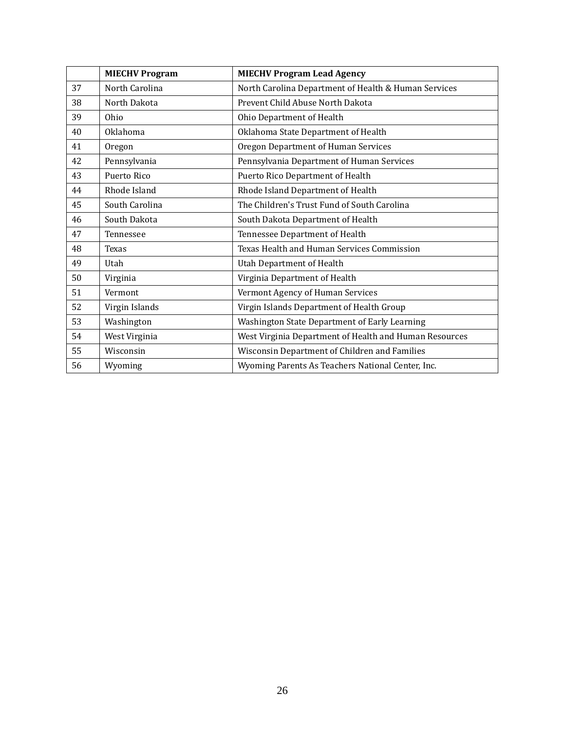| | MIECHV Program | MIECHV Program Lead Agency |
|---|---|---|
| 37 | North Carolina | North Carolina Department of Health & Human Services |
| 38 | North Dakota | Prevent Child Abuse North Dakota |
| 39 | Ohio | Ohio Department of Health |
| 40 | Oklahoma | Oklahoma State Department of Health |
| 41 | Oregon | Oregon Department of Human Services |
| 42 | Pennsylvania | Pennsylvania Department of Human Services |
| 43 | Puerto Rico | Puerto Rico Department of Health |
| 44 | Rhode Island | Rhode Island Department of Health |
| 45 | South Carolina | The Children's Trust Fund of South Carolina |
| 46 | South Dakota | South Dakota Department of Health |
| 47 | Tennessee | Tennessee Department of Health |
| 48 | Texas | Texas Health and Human Services Commission |
| 49 | Utah | Utah Department of Health |
| 50 | Virginia | Virginia Department of Health |
| 51 | Vermont | Vermont Agency of Human Services |
| 52 | Virgin Islands | Virgin Islands Department of Health Group |
| 53 | Washington | Washington State Department of Early Learning |
| 54 | West Virginia | West Virginia Department of Health and Human Resources |
| 55 | Wisconsin | Wisconsin Department of Children and Families |
| 56 | Wyoming | Wyoming Parents As Teachers National Center, Inc. |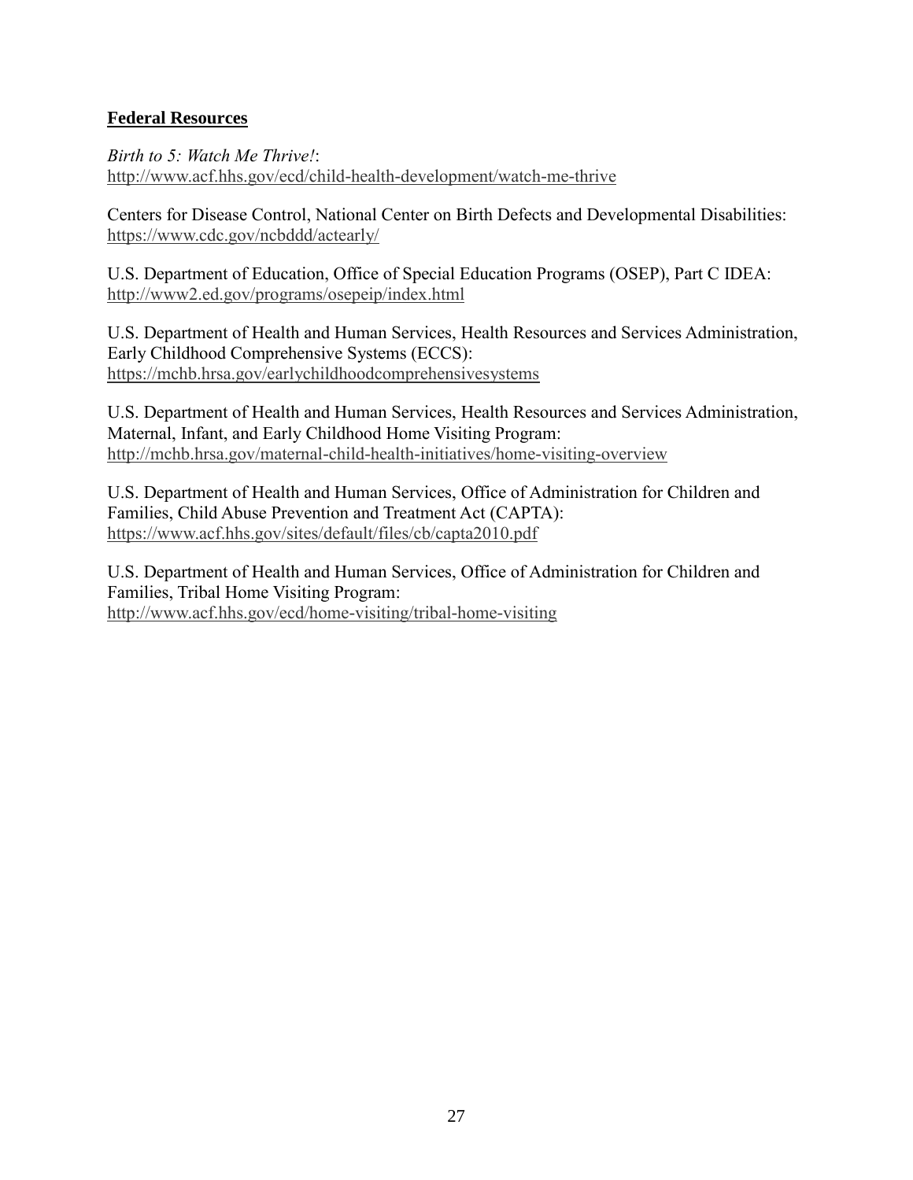## **Federal Resources**

*Birth to 5: Watch Me Thrive!*:
http://www.acf.hhs.gov/ecd/child-health-development/watch-me-thrive

Centers for Disease Control, National Center on Birth Defects and Developmental Disabilities:
https://www.cdc.gov/ncbddd/actearly/

U.S. Department of Education, Office of Special Education Programs (OSEP), Part C IDEA:
http://www2.ed.gov/programs/osepeip/index.html

U.S. Department of Health and Human Services, Health Resources and Services Administration, Early Childhood Comprehensive Systems (ECCS):
https://mchb.hrsa.gov/earlychildhoodcomprehensivesystems

U.S. Department of Health and Human Services, Health Resources and Services Administration, Maternal, Infant, and Early Childhood Home Visiting Program:
http://mchb.hrsa.gov/maternal-child-health-initiatives/home-visiting-overview

U.S. Department of Health and Human Services, Office of Administration for Children and Families, Child Abuse Prevention and Treatment Act (CAPTA):
https://www.acf.hhs.gov/sites/default/files/cb/capta2010.pdf

U.S. Department of Health and Human Services, Office of Administration for Children and Families, Tribal Home Visiting Program:
http://www.acf.hhs.gov/ecd/home-visiting/tribal-home-visiting